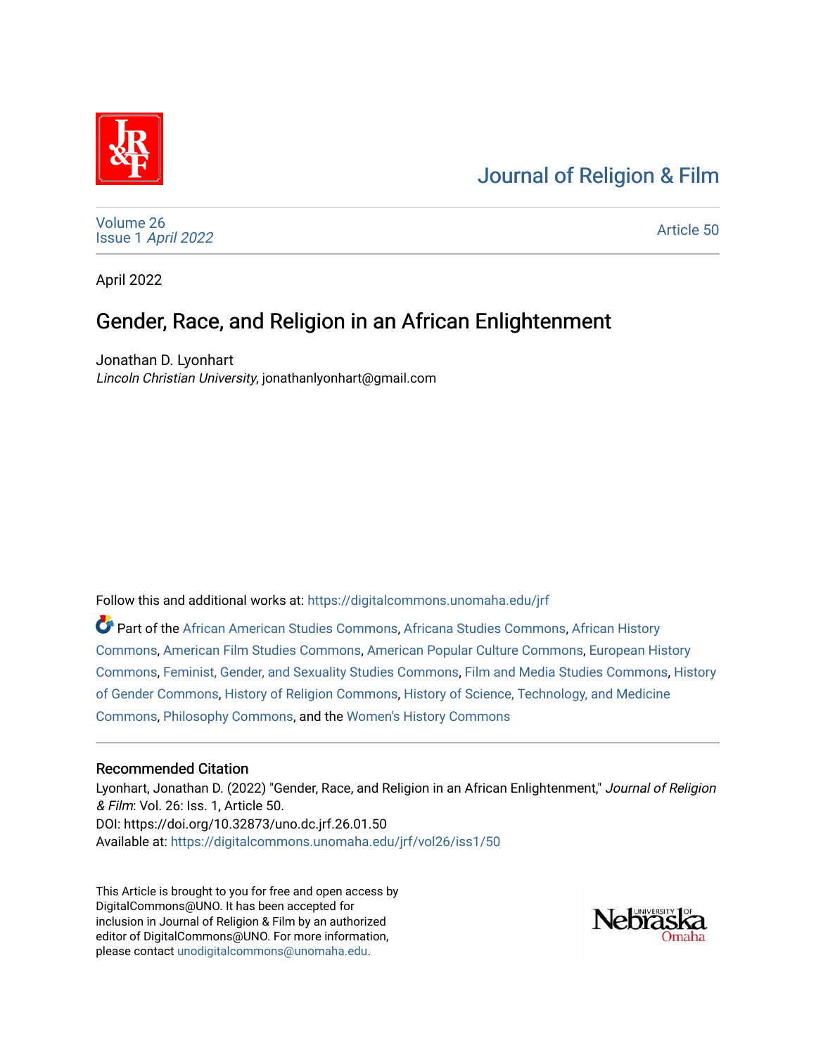# Journal of Religion & Film

Volume 26
Issue 1 *April 2022*

Article 50

April 2022

## Gender, Race, and Religion in an African Enlightenment

Jonathan D. Lyonhart
*Lincoln Christian University*, jonathanlyonhart@gmail.com

Follow this and additional works at: https://digitalcommons.unomaha.edu/jrf

Part of the African American Studies Commons, Africana Studies Commons, African History Commons, American Film Studies Commons, American Popular Culture Commons, European History Commons, Feminist, Gender, and Sexuality Studies Commons, Film and Media Studies Commons, History of Gender Commons, History of Religion Commons, History of Science, Technology, and Medicine Commons, Philosophy Commons, and the Women's History Commons

### Recommended Citation

Lyonhart, Jonathan D. (2022) "Gender, Race, and Religion in an African Enlightenment," *Journal of Religion & Film*: Vol. 26: Iss. 1, Article 50.
DOI: https://doi.org/10.32873/uno.dc.jrf.26.01.50
Available at: https://digitalcommons.unomaha.edu/jrf/vol26/iss1/50

This Article is brought to you for free and open access by DigitalCommons@UNO. It has been accepted for inclusion in Journal of Religion & Film by an authorized editor of DigitalCommons@UNO. For more information, please contact unodigitalcommons@unomaha.edu.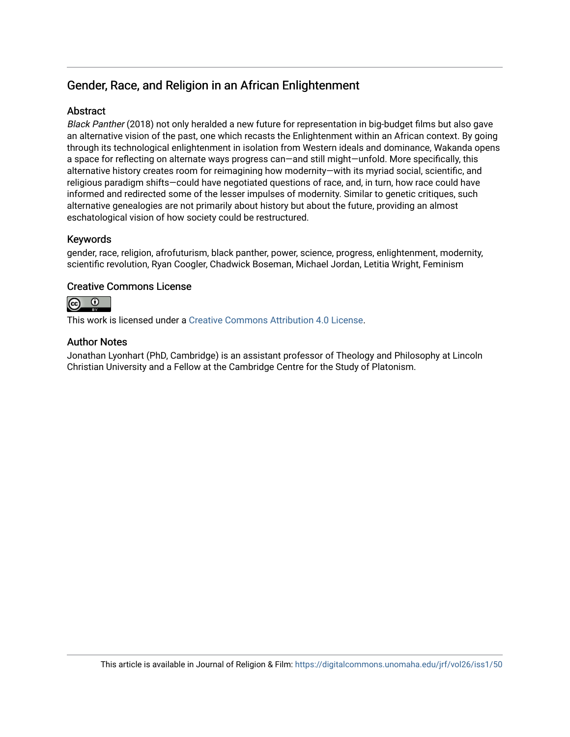## Gender, Race, and Religion in an African Enlightenment

### Abstract

*Black Panther* (2018) not only heralded a new future for representation in big-budget films but also gave an alternative vision of the past, one which recasts the Enlightenment within an African context. By going through its technological enlightenment in isolation from Western ideals and dominance, Wakanda opens a space for reflecting on alternate ways progress can—and still might—unfold. More specifically, this alternative history creates room for reimagining how modernity—with its myriad social, scientific, and religious paradigm shifts—could have negotiated questions of race, and, in turn, how race could have informed and redirected some of the lesser impulses of modernity. Similar to genetic critiques, such alternative genealogies are not primarily about history but about the future, providing an almost eschatological vision of how society could be restructured.

### Keywords

gender, race, religion, afrofuturism, black panther, power, science, progress, enlightenment, modernity, scientific revolution, Ryan Coogler, Chadwick Boseman, Michael Jordan, Letitia Wright, Feminism

### Creative Commons License

This work is licensed under a Creative Commons Attribution 4.0 License.

### Author Notes

Jonathan Lyonhart (PhD, Cambridge) is an assistant professor of Theology and Philosophy at Lincoln Christian University and a Fellow at the Cambridge Centre for the Study of Platonism.

This article is available in Journal of Religion & Film: https://digitalcommons.unomaha.edu/jrf/vol26/iss1/50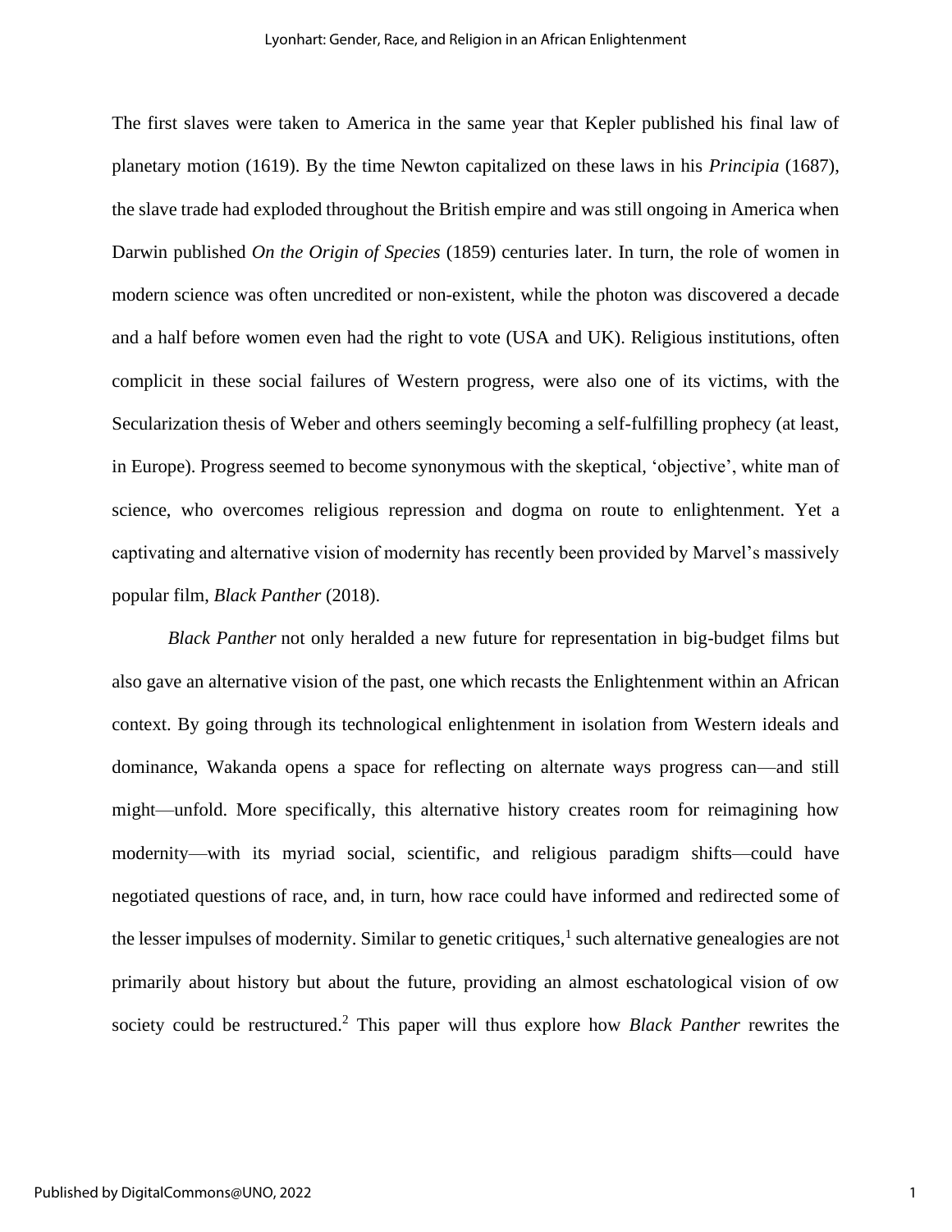The first slaves were taken to America in the same year that Kepler published his final law of planetary motion (1619). By the time Newton capitalized on these laws in his *Principia* (1687), the slave trade had exploded throughout the British empire and was still ongoing in America when Darwin published *On the Origin of Species* (1859) centuries later. In turn, the role of women in modern science was often uncredited or non-existent, while the photon was discovered a decade and a half before women even had the right to vote (USA and UK). Religious institutions, often complicit in these social failures of Western progress, were also one of its victims, with the Secularization thesis of Weber and others seemingly becoming a self-fulfilling prophecy (at least, in Europe). Progress seemed to become synonymous with the skeptical, 'objective', white man of science, who overcomes religious repression and dogma on route to enlightenment. Yet a captivating and alternative vision of modernity has recently been provided by Marvel's massively popular film, *Black Panther* (2018).

*Black Panther* not only heralded a new future for representation in big-budget films but also gave an alternative vision of the past, one which recasts the Enlightenment within an African context. By going through its technological enlightenment in isolation from Western ideals and dominance, Wakanda opens a space for reflecting on alternate ways progress can—and still might—unfold. More specifically, this alternative history creates room for reimagining how modernity—with its myriad social, scientific, and religious paradigm shifts—could have negotiated questions of race, and, in turn, how race could have informed and redirected some of the lesser impulses of modernity. Similar to genetic critiques,[1] such alternative genealogies are not primarily about history but about the future, providing an almost eschatological vision of ow society could be restructured.[2] This paper will thus explore how *Black Panther* rewrites the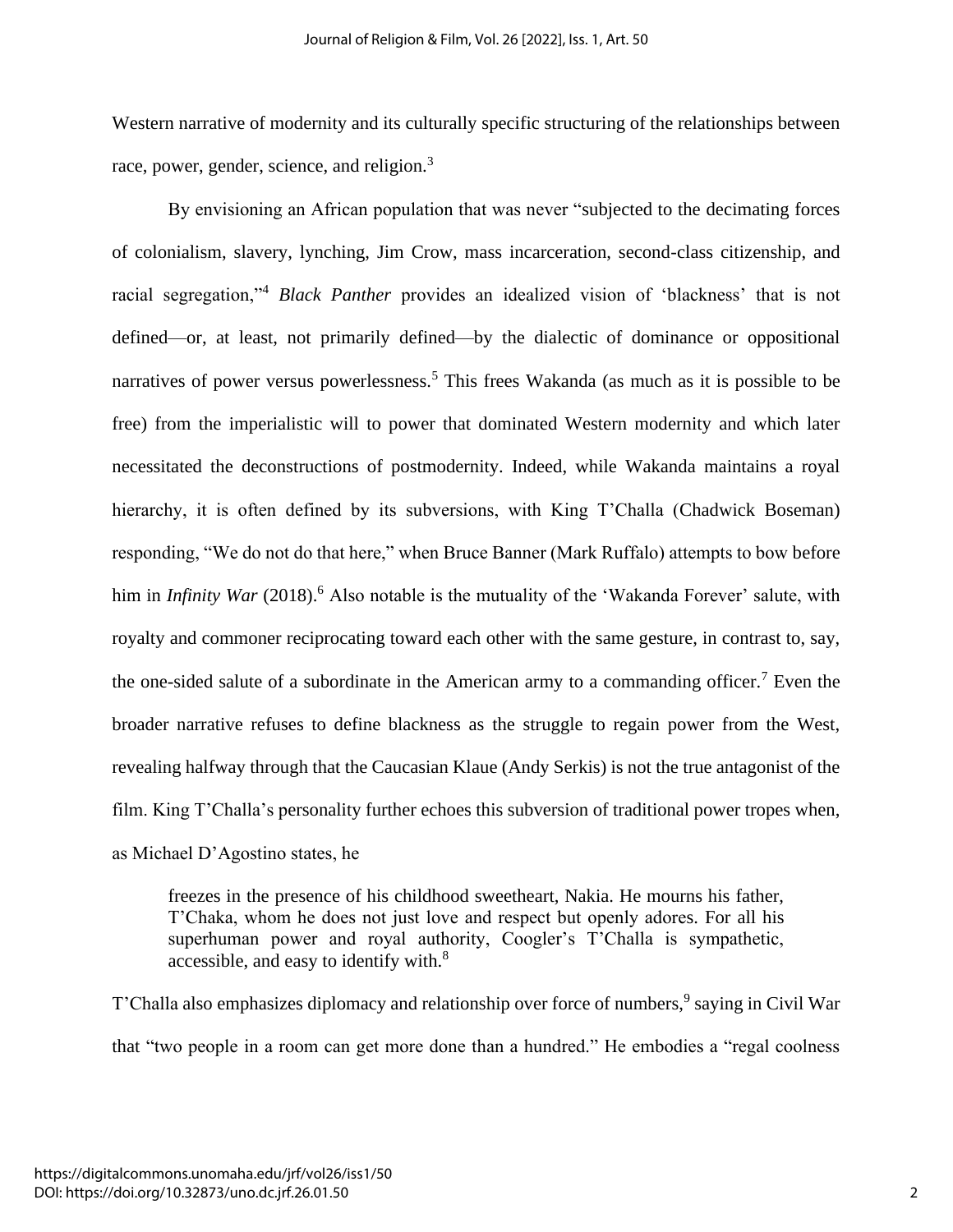Western narrative of modernity and its culturally specific structuring of the relationships between race, power, gender, science, and religion.[3]

By envisioning an African population that was never "subjected to the decimating forces of colonialism, slavery, lynching, Jim Crow, mass incarceration, second-class citizenship, and racial segregation,"[4] *Black Panther* provides an idealized vision of 'blackness' that is not defined—or, at least, not primarily defined—by the dialectic of dominance or oppositional narratives of power versus powerlessness.[5] This frees Wakanda (as much as it is possible to be free) from the imperialistic will to power that dominated Western modernity and which later necessitated the deconstructions of postmodernity. Indeed, while Wakanda maintains a royal hierarchy, it is often defined by its subversions, with King T'Challa (Chadwick Boseman) responding, "We do not do that here," when Bruce Banner (Mark Ruffalo) attempts to bow before him in *Infinity War* (2018).[6] Also notable is the mutuality of the 'Wakanda Forever' salute, with royalty and commoner reciprocating toward each other with the same gesture, in contrast to, say, the one-sided salute of a subordinate in the American army to a commanding officer.[7] Even the broader narrative refuses to define blackness as the struggle to regain power from the West, revealing halfway through that the Caucasian Klaue (Andy Serkis) is not the true antagonist of the film. King T'Challa's personality further echoes this subversion of traditional power tropes when, as Michael D'Agostino states, he

> freezes in the presence of his childhood sweetheart, Nakia. He mourns his father, T'Chaka, whom he does not just love and respect but openly adores. For all his superhuman power and royal authority, Coogler's T'Challa is sympathetic, accessible, and easy to identify with.[8]

T'Challa also emphasizes diplomacy and relationship over force of numbers,[9] saying in Civil War that "two people in a room can get more done than a hundred." He embodies a "regal coolness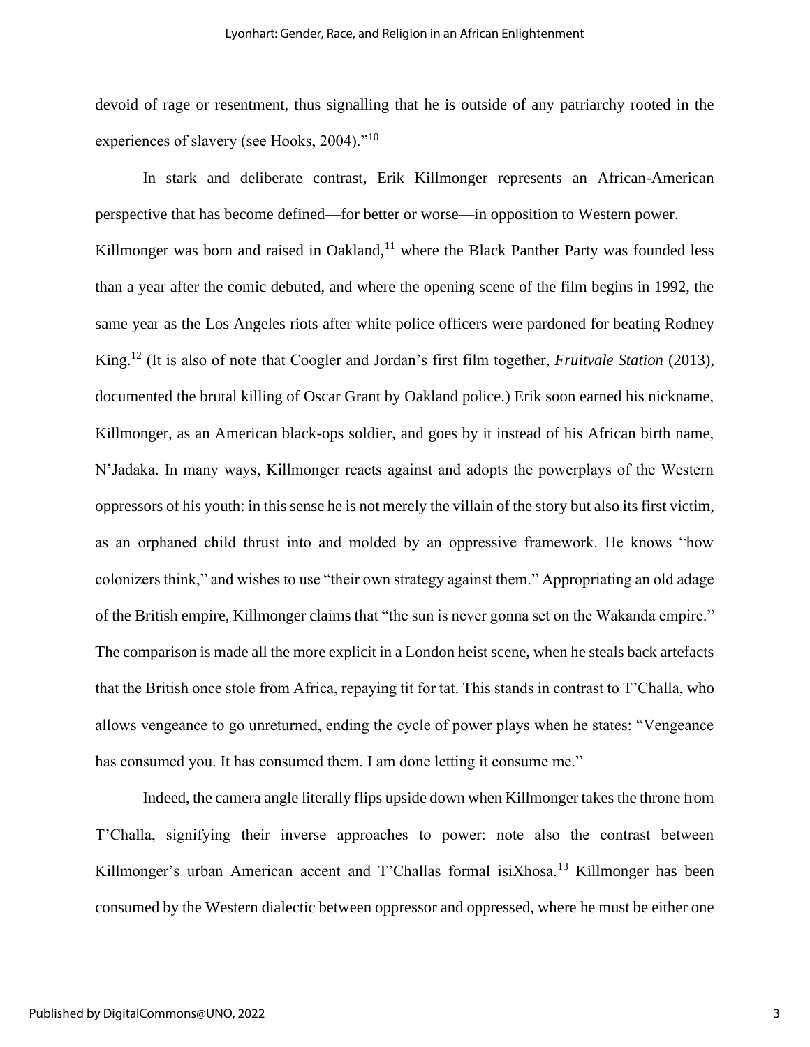devoid of rage or resentment, thus signalling that he is outside of any patriarchy rooted in the experiences of slavery (see Hooks, 2004)."[10]

In stark and deliberate contrast, Erik Killmonger represents an African-American perspective that has become defined—for better or worse—in opposition to Western power. Killmonger was born and raised in Oakland,[11] where the Black Panther Party was founded less than a year after the comic debuted, and where the opening scene of the film begins in 1992, the same year as the Los Angeles riots after white police officers were pardoned for beating Rodney King.[12] (It is also of note that Coogler and Jordan's first film together, *Fruitvale Station* (2013), documented the brutal killing of Oscar Grant by Oakland police.) Erik soon earned his nickname, Killmonger, as an American black-ops soldier, and goes by it instead of his African birth name, N'Jadaka. In many ways, Killmonger reacts against and adopts the powerplays of the Western oppressors of his youth: in this sense he is not merely the villain of the story but also its first victim, as an orphaned child thrust into and molded by an oppressive framework. He knows "how colonizers think," and wishes to use "their own strategy against them." Appropriating an old adage of the British empire, Killmonger claims that "the sun is never gonna set on the Wakanda empire." The comparison is made all the more explicit in a London heist scene, when he steals back artefacts that the British once stole from Africa, repaying tit for tat. This stands in contrast to T'Challa, who allows vengeance to go unreturned, ending the cycle of power plays when he states: "Vengeance has consumed you. It has consumed them. I am done letting it consume me."

Indeed, the camera angle literally flips upside down when Killmonger takes the throne from T'Challa, signifying their inverse approaches to power: note also the contrast between Killmonger's urban American accent and T'Challas formal isiXhosa.[13] Killmonger has been consumed by the Western dialectic between oppressor and oppressed, where he must be either one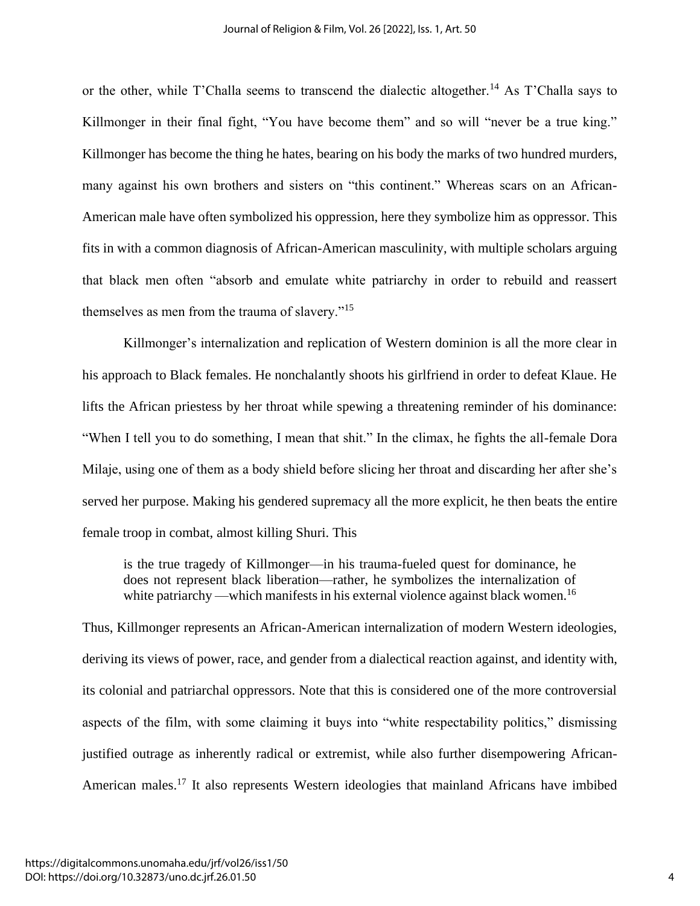or the other, while T'Challa seems to transcend the dialectic altogether.[14] As T'Challa says to Killmonger in their final fight, "You have become them" and so will "never be a true king." Killmonger has become the thing he hates, bearing on his body the marks of two hundred murders, many against his own brothers and sisters on "this continent." Whereas scars on an African-American male have often symbolized his oppression, here they symbolize him as oppressor. This fits in with a common diagnosis of African-American masculinity, with multiple scholars arguing that black men often "absorb and emulate white patriarchy in order to rebuild and reassert themselves as men from the trauma of slavery."[15]

Killmonger's internalization and replication of Western dominion is all the more clear in his approach to Black females. He nonchalantly shoots his girlfriend in order to defeat Klaue. He lifts the African priestess by her throat while spewing a threatening reminder of his dominance: "When I tell you to do something, I mean that shit." In the climax, he fights the all-female Dora Milaje, using one of them as a body shield before slicing her throat and discarding her after she's served her purpose. Making his gendered supremacy all the more explicit, he then beats the entire female troop in combat, almost killing Shuri. This

> is the true tragedy of Killmonger—in his trauma-fueled quest for dominance, he does not represent black liberation—rather, he symbolizes the internalization of white patriarchy —which manifests in his external violence against black women.[16]

Thus, Killmonger represents an African-American internalization of modern Western ideologies, deriving its views of power, race, and gender from a dialectical reaction against, and identity with, its colonial and patriarchal oppressors. Note that this is considered one of the more controversial aspects of the film, with some claiming it buys into "white respectability politics," dismissing justified outrage as inherently radical or extremist, while also further disempowering African-American males.[17] It also represents Western ideologies that mainland Africans have imbibed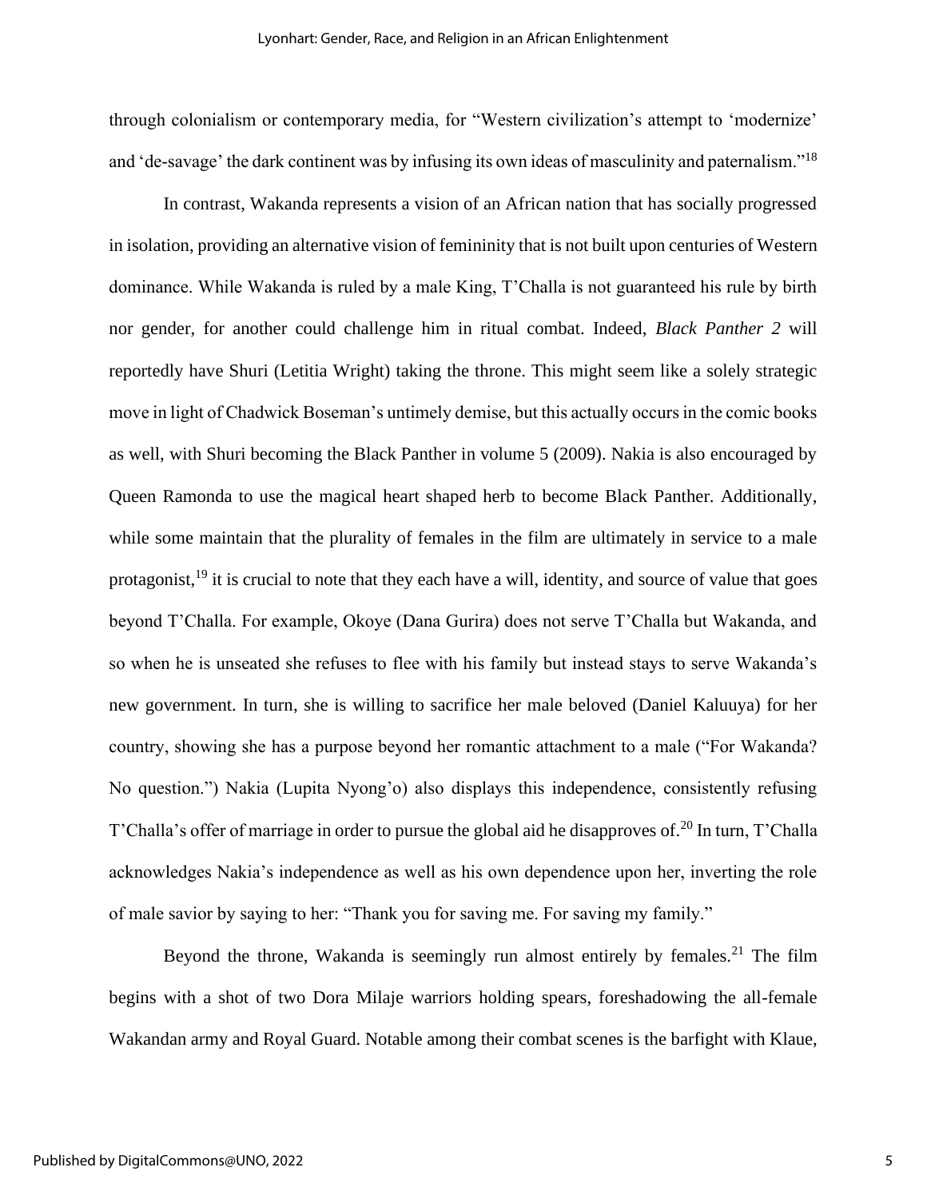through colonialism or contemporary media, for "Western civilization's attempt to 'modernize' and 'de-savage' the dark continent was by infusing its own ideas of masculinity and paternalism."[18]

In contrast, Wakanda represents a vision of an African nation that has socially progressed in isolation, providing an alternative vision of femininity that is not built upon centuries of Western dominance. While Wakanda is ruled by a male King, T'Challa is not guaranteed his rule by birth nor gender, for another could challenge him in ritual combat. Indeed, *Black Panther 2* will reportedly have Shuri (Letitia Wright) taking the throne. This might seem like a solely strategic move in light of Chadwick Boseman's untimely demise, but this actually occurs in the comic books as well, with Shuri becoming the Black Panther in volume 5 (2009). Nakia is also encouraged by Queen Ramonda to use the magical heart shaped herb to become Black Panther. Additionally, while some maintain that the plurality of females in the film are ultimately in service to a male protagonist,[19] it is crucial to note that they each have a will, identity, and source of value that goes beyond T'Challa. For example, Okoye (Dana Gurira) does not serve T'Challa but Wakanda, and so when he is unseated she refuses to flee with his family but instead stays to serve Wakanda's new government. In turn, she is willing to sacrifice her male beloved (Daniel Kaluuya) for her country, showing she has a purpose beyond her romantic attachment to a male ("For Wakanda? No question.") Nakia (Lupita Nyong'o) also displays this independence, consistently refusing T'Challa's offer of marriage in order to pursue the global aid he disapproves of.[20] In turn, T'Challa acknowledges Nakia's independence as well as his own dependence upon her, inverting the role of male savior by saying to her: "Thank you for saving me. For saving my family."

Beyond the throne, Wakanda is seemingly run almost entirely by females.[21] The film begins with a shot of two Dora Milaje warriors holding spears, foreshadowing the all-female Wakandan army and Royal Guard. Notable among their combat scenes is the barfight with Klaue,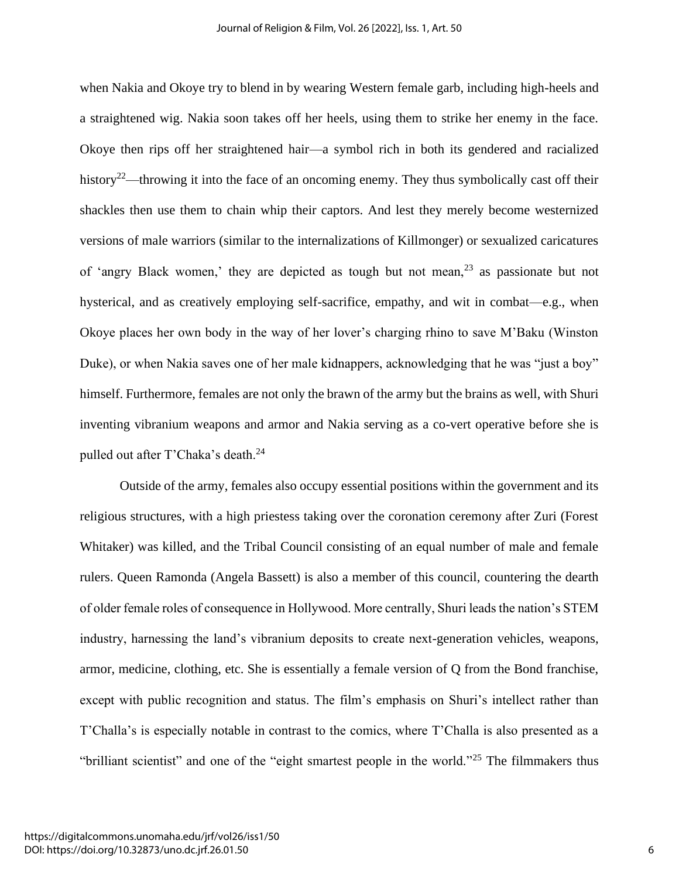when Nakia and Okoye try to blend in by wearing Western female garb, including high-heels and a straightened wig. Nakia soon takes off her heels, using them to strike her enemy in the face. Okoye then rips off her straightened hair—a symbol rich in both its gendered and racialized history[22]—throwing it into the face of an oncoming enemy. They thus symbolically cast off their shackles then use them to chain whip their captors. And lest they merely become westernized versions of male warriors (similar to the internalizations of Killmonger) or sexualized caricatures of 'angry Black women,' they are depicted as tough but not mean,[23] as passionate but not hysterical, and as creatively employing self-sacrifice, empathy, and wit in combat—e.g., when Okoye places her own body in the way of her lover's charging rhino to save M'Baku (Winston Duke), or when Nakia saves one of her male kidnappers, acknowledging that he was "just a boy" himself. Furthermore, females are not only the brawn of the army but the brains as well, with Shuri inventing vibranium weapons and armor and Nakia serving as a co-vert operative before she is pulled out after T'Chaka's death.[24]

Outside of the army, females also occupy essential positions within the government and its religious structures, with a high priestess taking over the coronation ceremony after Zuri (Forest Whitaker) was killed, and the Tribal Council consisting of an equal number of male and female rulers. Queen Ramonda (Angela Bassett) is also a member of this council, countering the dearth of older female roles of consequence in Hollywood. More centrally, Shuri leads the nation's STEM industry, harnessing the land's vibranium deposits to create next-generation vehicles, weapons, armor, medicine, clothing, etc. She is essentially a female version of Q from the Bond franchise, except with public recognition and status. The film's emphasis on Shuri's intellect rather than T'Challa's is especially notable in contrast to the comics, where T'Challa is also presented as a "brilliant scientist" and one of the "eight smartest people in the world."[25] The filmmakers thus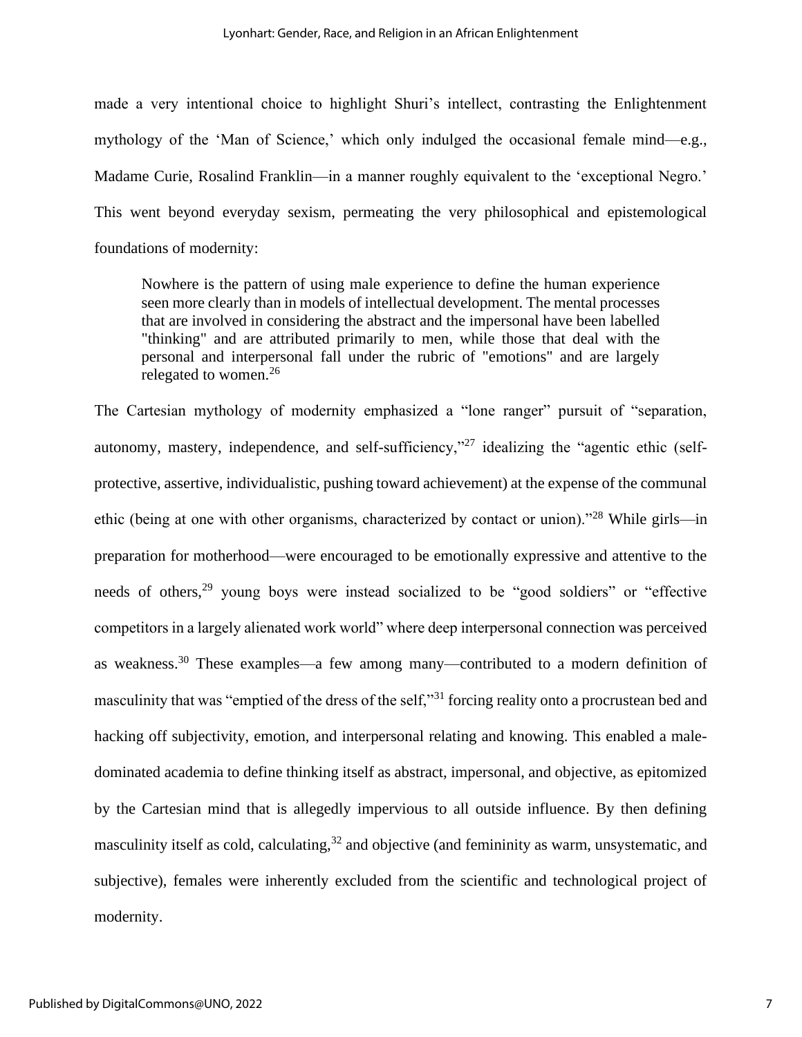made a very intentional choice to highlight Shuri's intellect, contrasting the Enlightenment mythology of the 'Man of Science,' which only indulged the occasional female mind—e.g., Madame Curie, Rosalind Franklin—in a manner roughly equivalent to the 'exceptional Negro.' This went beyond everyday sexism, permeating the very philosophical and epistemological foundations of modernity:

> Nowhere is the pattern of using male experience to define the human experience seen more clearly than in models of intellectual development. The mental processes that are involved in considering the abstract and the impersonal have been labelled "thinking" and are attributed primarily to men, while those that deal with the personal and interpersonal fall under the rubric of "emotions" and are largely relegated to women.[26]

The Cartesian mythology of modernity emphasized a "lone ranger" pursuit of "separation, autonomy, mastery, independence, and self-sufficiency,"[27] idealizing the "agentic ethic (self-protective, assertive, individualistic, pushing toward achievement) at the expense of the communal ethic (being at one with other organisms, characterized by contact or union)."[28] While girls—in preparation for motherhood—were encouraged to be emotionally expressive and attentive to the needs of others,[29] young boys were instead socialized to be "good soldiers" or "effective competitors in a largely alienated work world" where deep interpersonal connection was perceived as weakness.[30] These examples—a few among many—contributed to a modern definition of masculinity that was "emptied of the dress of the self,"[31] forcing reality onto a procrustean bed and hacking off subjectivity, emotion, and interpersonal relating and knowing. This enabled a male-dominated academia to define thinking itself as abstract, impersonal, and objective, as epitomized by the Cartesian mind that is allegedly impervious to all outside influence. By then defining masculinity itself as cold, calculating,[32] and objective (and femininity as warm, unsystematic, and subjective), females were inherently excluded from the scientific and technological project of modernity.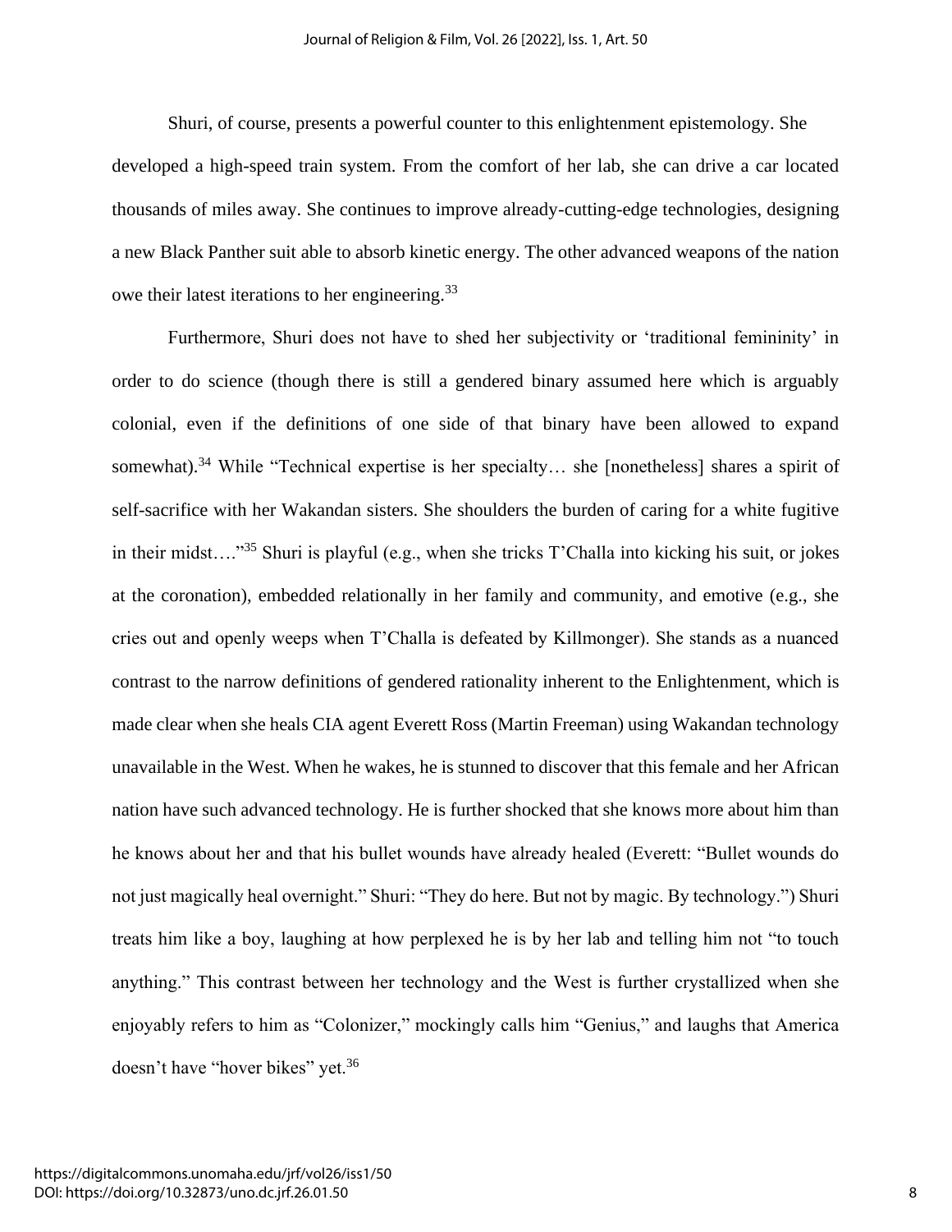Shuri, of course, presents a powerful counter to this enlightenment epistemology. She developed a high-speed train system. From the comfort of her lab, she can drive a car located thousands of miles away. She continues to improve already-cutting-edge technologies, designing a new Black Panther suit able to absorb kinetic energy. The other advanced weapons of the nation owe their latest iterations to her engineering.[33]

Furthermore, Shuri does not have to shed her subjectivity or 'traditional femininity' in order to do science (though there is still a gendered binary assumed here which is arguably colonial, even if the definitions of one side of that binary have been allowed to expand somewhat).[34] While "Technical expertise is her specialty… she [nonetheless] shares a spirit of self-sacrifice with her Wakandan sisters. She shoulders the burden of caring for a white fugitive in their midst…."[35] Shuri is playful (e.g., when she tricks T'Challa into kicking his suit, or jokes at the coronation), embedded relationally in her family and community, and emotive (e.g., she cries out and openly weeps when T'Challa is defeated by Killmonger). She stands as a nuanced contrast to the narrow definitions of gendered rationality inherent to the Enlightenment, which is made clear when she heals CIA agent Everett Ross (Martin Freeman) using Wakandan technology unavailable in the West. When he wakes, he is stunned to discover that this female and her African nation have such advanced technology. He is further shocked that she knows more about him than he knows about her and that his bullet wounds have already healed (Everett: "Bullet wounds do not just magically heal overnight." Shuri: "They do here. But not by magic. By technology.") Shuri treats him like a boy, laughing at how perplexed he is by her lab and telling him not "to touch anything." This contrast between her technology and the West is further crystallized when she enjoyably refers to him as "Colonizer," mockingly calls him "Genius," and laughs that America doesn't have "hover bikes" yet.[36]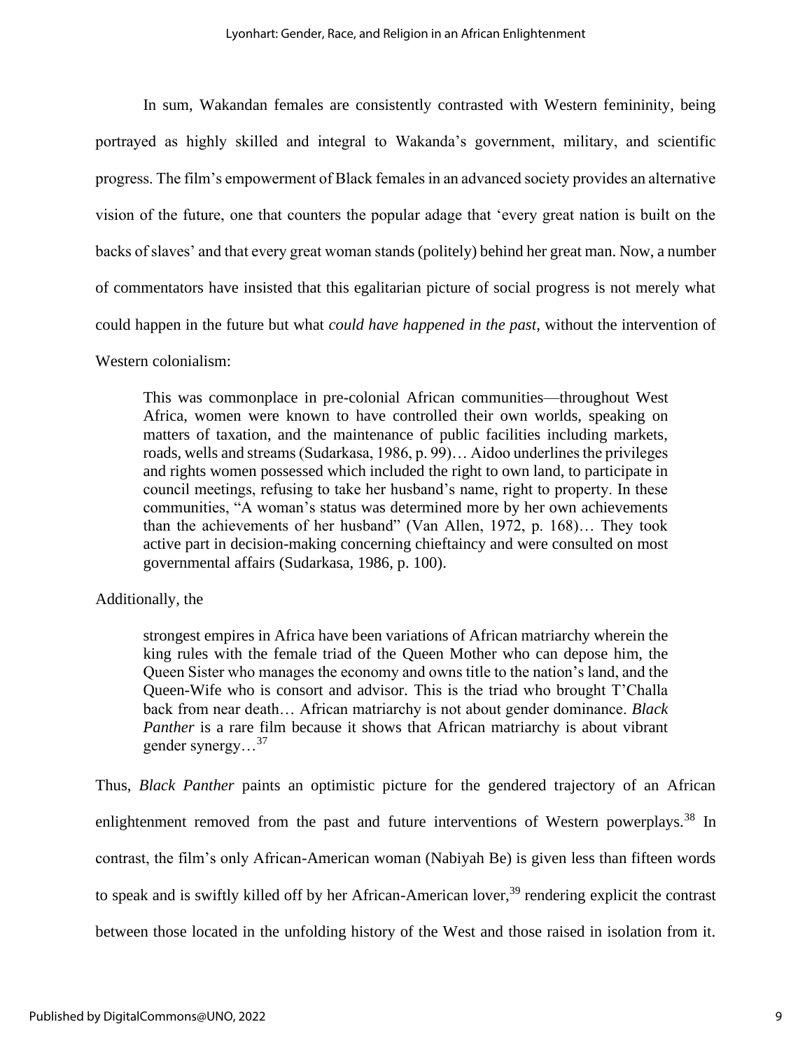In sum, Wakandan females are consistently contrasted with Western femininity, being portrayed as highly skilled and integral to Wakanda's government, military, and scientific progress. The film's empowerment of Black females in an advanced society provides an alternative vision of the future, one that counters the popular adage that 'every great nation is built on the backs of slaves' and that every great woman stands (politely) behind her great man. Now, a number of commentators have insisted that this egalitarian picture of social progress is not merely what could happen in the future but what *could have happened in the past*, without the intervention of Western colonialism:

> This was commonplace in pre-colonial African communities—throughout West Africa, women were known to have controlled their own worlds, speaking on matters of taxation, and the maintenance of public facilities including markets, roads, wells and streams (Sudarkasa, 1986, p. 99)… Aidoo underlines the privileges and rights women possessed which included the right to own land, to participate in council meetings, refusing to take her husband's name, right to property. In these communities, "A woman's status was determined more by her own achievements than the achievements of her husband" (Van Allen, 1972, p. 168)… They took active part in decision-making concerning chieftaincy and were consulted on most governmental affairs (Sudarkasa, 1986, p. 100).

Additionally, the

> strongest empires in Africa have been variations of African matriarchy wherein the king rules with the female triad of the Queen Mother who can depose him, the Queen Sister who manages the economy and owns title to the nation's land, and the Queen-Wife who is consort and advisor. This is the triad who brought T'Challa back from near death… African matriarchy is not about gender dominance. *Black Panther* is a rare film because it shows that African matriarchy is about vibrant gender synergy…[37]

Thus, *Black Panther* paints an optimistic picture for the gendered trajectory of an African enlightenment removed from the past and future interventions of Western powerplays.[38] In contrast, the film's only African-American woman (Nabiyah Be) is given less than fifteen words to speak and is swiftly killed off by her African-American lover,[39] rendering explicit the contrast between those located in the unfolding history of the West and those raised in isolation from it.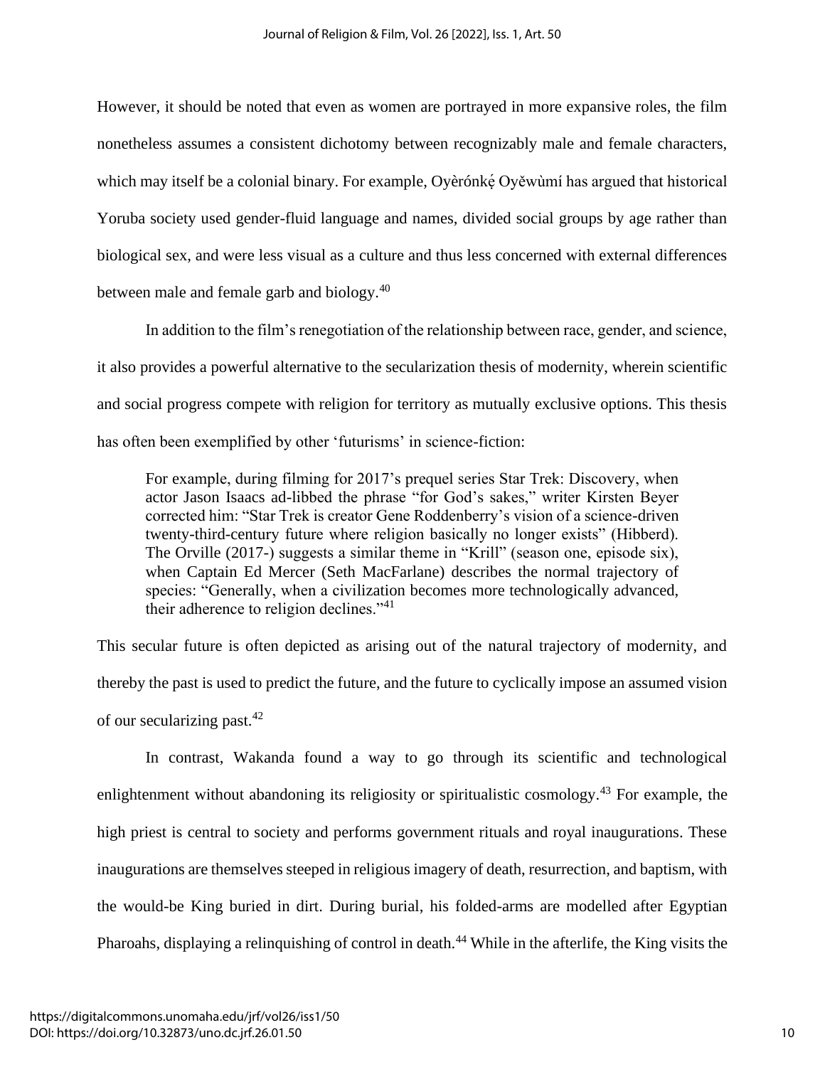However, it should be noted that even as women are portrayed in more expansive roles, the film nonetheless assumes a consistent dichotomy between recognizably male and female characters, which may itself be a colonial binary. For example, Oyèrónkẹ́ Oyěwùmí has argued that historical Yoruba society used gender-fluid language and names, divided social groups by age rather than biological sex, and were less visual as a culture and thus less concerned with external differences between male and female garb and biology.[40]

In addition to the film's renegotiation of the relationship between race, gender, and science, it also provides a powerful alternative to the secularization thesis of modernity, wherein scientific and social progress compete with religion for territory as mutually exclusive options. This thesis has often been exemplified by other 'futurisms' in science-fiction:

> For example, during filming for 2017's prequel series Star Trek: Discovery, when actor Jason Isaacs ad-libbed the phrase "for God's sakes," writer Kirsten Beyer corrected him: "Star Trek is creator Gene Roddenberry's vision of a science-driven twenty-third-century future where religion basically no longer exists" (Hibberd). The Orville (2017-) suggests a similar theme in "Krill" (season one, episode six), when Captain Ed Mercer (Seth MacFarlane) describes the normal trajectory of species: "Generally, when a civilization becomes more technologically advanced, their adherence to religion declines."[41]

This secular future is often depicted as arising out of the natural trajectory of modernity, and thereby the past is used to predict the future, and the future to cyclically impose an assumed vision of our secularizing past.[42]

In contrast, Wakanda found a way to go through its scientific and technological enlightenment without abandoning its religiosity or spiritualistic cosmology.[43] For example, the high priest is central to society and performs government rituals and royal inaugurations. These inaugurations are themselves steeped in religious imagery of death, resurrection, and baptism, with the would-be King buried in dirt. During burial, his folded-arms are modelled after Egyptian Pharoahs, displaying a relinquishing of control in death.[44] While in the afterlife, the King visits the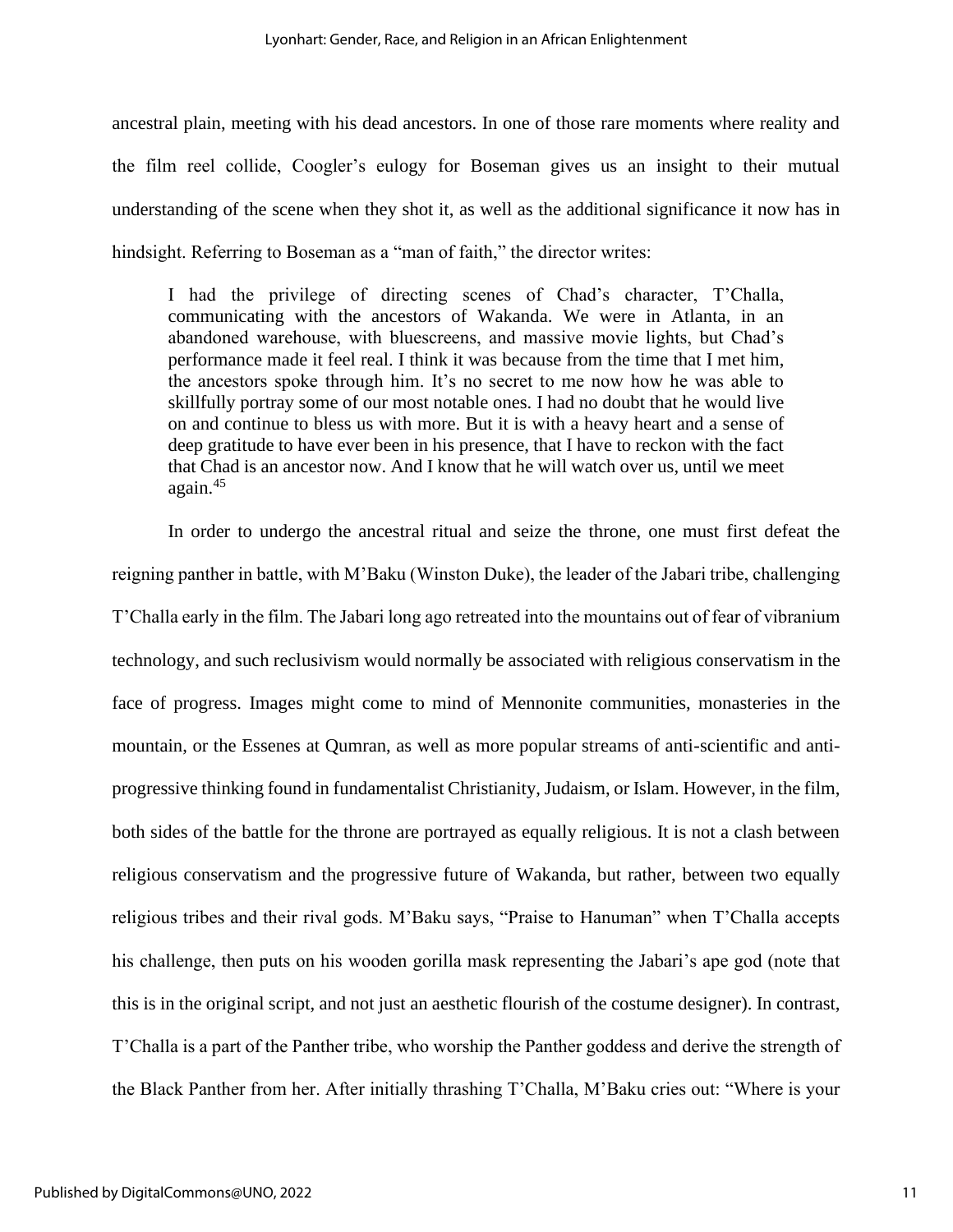ancestral plain, meeting with his dead ancestors. In one of those rare moments where reality and the film reel collide, Coogler's eulogy for Boseman gives us an insight to their mutual understanding of the scene when they shot it, as well as the additional significance it now has in hindsight. Referring to Boseman as a "man of faith," the director writes:

> I had the privilege of directing scenes of Chad's character, T'Challa, communicating with the ancestors of Wakanda. We were in Atlanta, in an abandoned warehouse, with bluescreens, and massive movie lights, but Chad's performance made it feel real. I think it was because from the time that I met him, the ancestors spoke through him. It's no secret to me now how he was able to skillfully portray some of our most notable ones. I had no doubt that he would live on and continue to bless us with more. But it is with a heavy heart and a sense of deep gratitude to have ever been in his presence, that I have to reckon with the fact that Chad is an ancestor now. And I know that he will watch over us, until we meet again.[45]

In order to undergo the ancestral ritual and seize the throne, one must first defeat the reigning panther in battle, with M'Baku (Winston Duke), the leader of the Jabari tribe, challenging T'Challa early in the film. The Jabari long ago retreated into the mountains out of fear of vibranium technology, and such reclusivism would normally be associated with religious conservatism in the face of progress. Images might come to mind of Mennonite communities, monasteries in the mountain, or the Essenes at Qumran, as well as more popular streams of anti-scientific and anti-progressive thinking found in fundamentalist Christianity, Judaism, or Islam. However, in the film, both sides of the battle for the throne are portrayed as equally religious. It is not a clash between religious conservatism and the progressive future of Wakanda, but rather, between two equally religious tribes and their rival gods. M'Baku says, "Praise to Hanuman" when T'Challa accepts his challenge, then puts on his wooden gorilla mask representing the Jabari's ape god (note that this is in the original script, and not just an aesthetic flourish of the costume designer). In contrast, T'Challa is a part of the Panther tribe, who worship the Panther goddess and derive the strength of the Black Panther from her. After initially thrashing T'Challa, M'Baku cries out: "Where is your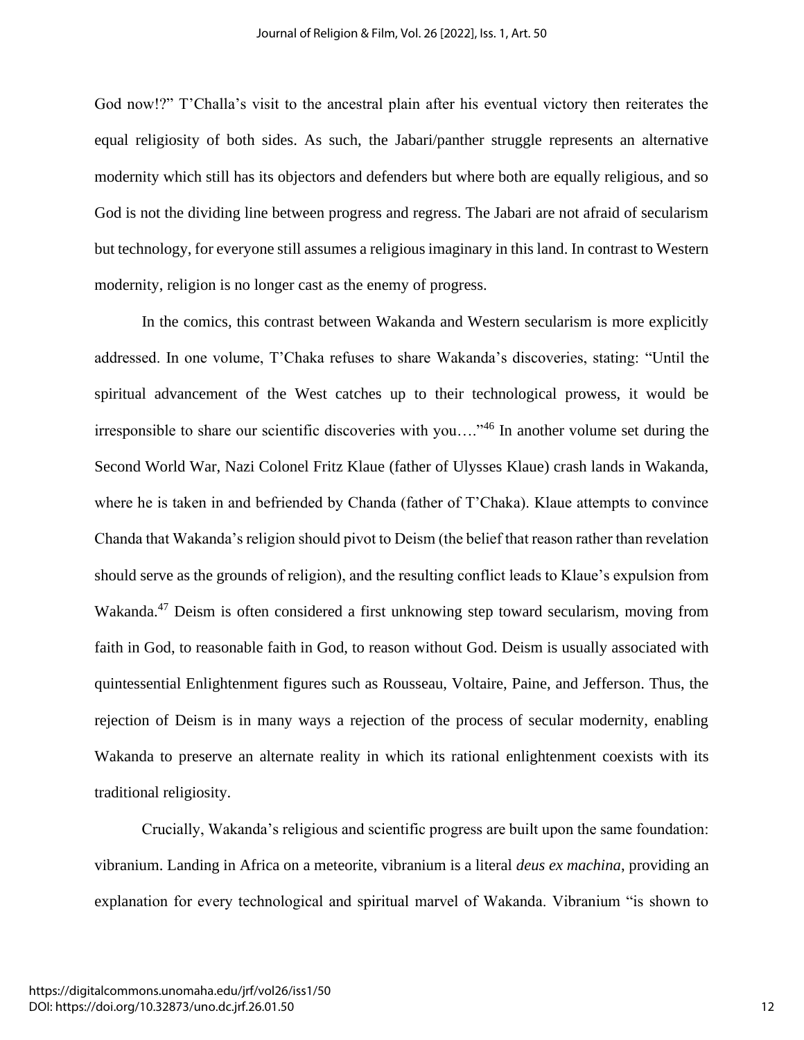God now!?" T'Challa's visit to the ancestral plain after his eventual victory then reiterates the equal religiosity of both sides. As such, the Jabari/panther struggle represents an alternative modernity which still has its objectors and defenders but where both are equally religious, and so God is not the dividing line between progress and regress. The Jabari are not afraid of secularism but technology, for everyone still assumes a religious imaginary in this land. In contrast to Western modernity, religion is no longer cast as the enemy of progress.

In the comics, this contrast between Wakanda and Western secularism is more explicitly addressed. In one volume, T'Chaka refuses to share Wakanda's discoveries, stating: "Until the spiritual advancement of the West catches up to their technological prowess, it would be irresponsible to share our scientific discoveries with you…."[46] In another volume set during the Second World War, Nazi Colonel Fritz Klaue (father of Ulysses Klaue) crash lands in Wakanda, where he is taken in and befriended by Chanda (father of T'Chaka). Klaue attempts to convince Chanda that Wakanda's religion should pivot to Deism (the belief that reason rather than revelation should serve as the grounds of religion), and the resulting conflict leads to Klaue's expulsion from Wakanda.[47] Deism is often considered a first unknowing step toward secularism, moving from faith in God, to reasonable faith in God, to reason without God. Deism is usually associated with quintessential Enlightenment figures such as Rousseau, Voltaire, Paine, and Jefferson. Thus, the rejection of Deism is in many ways a rejection of the process of secular modernity, enabling Wakanda to preserve an alternate reality in which its rational enlightenment coexists with its traditional religiosity.

Crucially, Wakanda's religious and scientific progress are built upon the same foundation: vibranium. Landing in Africa on a meteorite, vibranium is a literal *deus ex machina*, providing an explanation for every technological and spiritual marvel of Wakanda. Vibranium "is shown to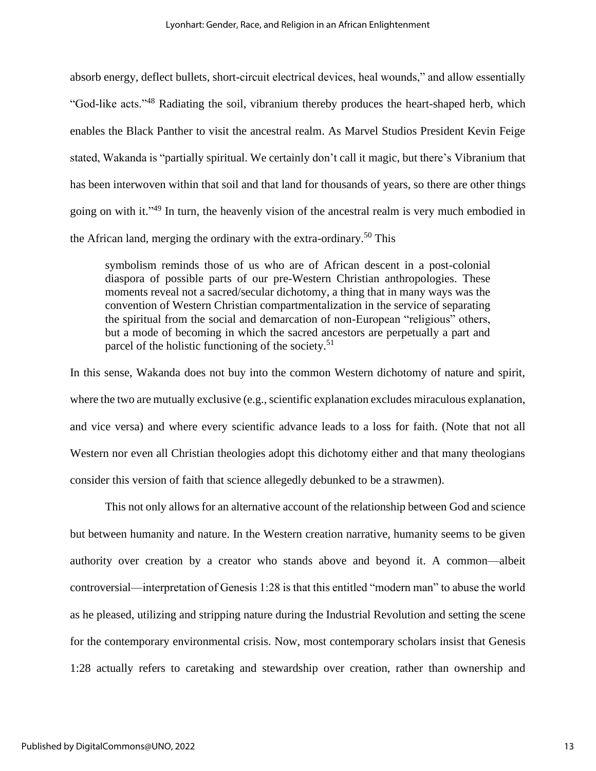absorb energy, deflect bullets, short-circuit electrical devices, heal wounds," and allow essentially "God-like acts."[48] Radiating the soil, vibranium thereby produces the heart-shaped herb, which enables the Black Panther to visit the ancestral realm. As Marvel Studios President Kevin Feige stated, Wakanda is "partially spiritual. We certainly don't call it magic, but there's Vibranium that has been interwoven within that soil and that land for thousands of years, so there are other things going on with it."[49] In turn, the heavenly vision of the ancestral realm is very much embodied in the African land, merging the ordinary with the extra-ordinary.[50] This

> symbolism reminds those of us who are of African descent in a post-colonial diaspora of possible parts of our pre-Western Christian anthropologies. These moments reveal not a sacred/secular dichotomy, a thing that in many ways was the convention of Western Christian compartmentalization in the service of separating the spiritual from the social and demarcation of non-European "religious" others, but a mode of becoming in which the sacred ancestors are perpetually a part and parcel of the holistic functioning of the society.[51]

In this sense, Wakanda does not buy into the common Western dichotomy of nature and spirit, where the two are mutually exclusive (e.g., scientific explanation excludes miraculous explanation, and vice versa) and where every scientific advance leads to a loss for faith. (Note that not all Western nor even all Christian theologies adopt this dichotomy either and that many theologians consider this version of faith that science allegedly debunked to be a strawmen).

This not only allows for an alternative account of the relationship between God and science but between humanity and nature. In the Western creation narrative, humanity seems to be given authority over creation by a creator who stands above and beyond it. A common—albeit controversial—interpretation of Genesis 1:28 is that this entitled "modern man" to abuse the world as he pleased, utilizing and stripping nature during the Industrial Revolution and setting the scene for the contemporary environmental crisis. Now, most contemporary scholars insist that Genesis 1:28 actually refers to caretaking and stewardship over creation, rather than ownership and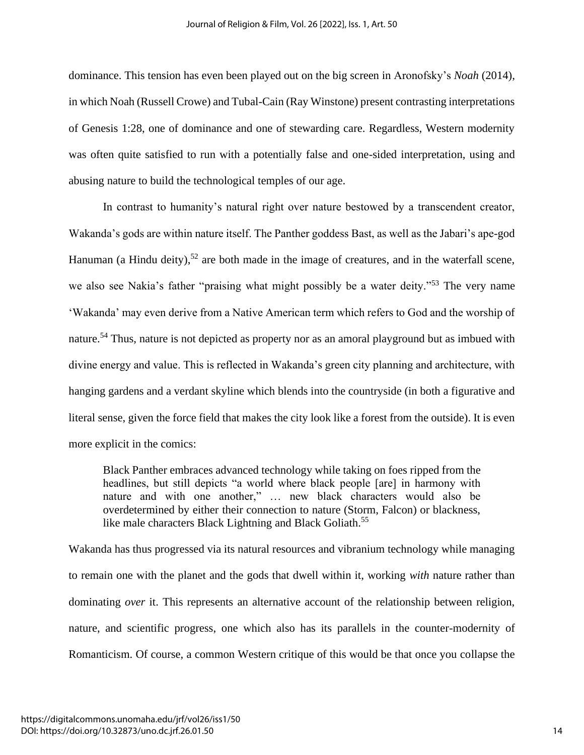dominance. This tension has even been played out on the big screen in Aronofsky's *Noah* (2014), in which Noah (Russell Crowe) and Tubal-Cain (Ray Winstone) present contrasting interpretations of Genesis 1:28, one of dominance and one of stewarding care. Regardless, Western modernity was often quite satisfied to run with a potentially false and one-sided interpretation, using and abusing nature to build the technological temples of our age.

In contrast to humanity's natural right over nature bestowed by a transcendent creator, Wakanda's gods are within nature itself. The Panther goddess Bast, as well as the Jabari's ape-god Hanuman (a Hindu deity),[52] are both made in the image of creatures, and in the waterfall scene, we also see Nakia's father "praising what might possibly be a water deity."[53] The very name 'Wakanda' may even derive from a Native American term which refers to God and the worship of nature.[54] Thus, nature is not depicted as property nor as an amoral playground but as imbued with divine energy and value. This is reflected in Wakanda's green city planning and architecture, with hanging gardens and a verdant skyline which blends into the countryside (in both a figurative and literal sense, given the force field that makes the city look like a forest from the outside). It is even more explicit in the comics:

> Black Panther embraces advanced technology while taking on foes ripped from the headlines, but still depicts "a world where black people [are] in harmony with nature and with one another," … new black characters would also be overdetermined by either their connection to nature (Storm, Falcon) or blackness, like male characters Black Lightning and Black Goliath.[55]

Wakanda has thus progressed via its natural resources and vibranium technology while managing to remain one with the planet and the gods that dwell within it, working *with* nature rather than dominating *over* it. This represents an alternative account of the relationship between religion, nature, and scientific progress, one which also has its parallels in the counter-modernity of Romanticism. Of course, a common Western critique of this would be that once you collapse the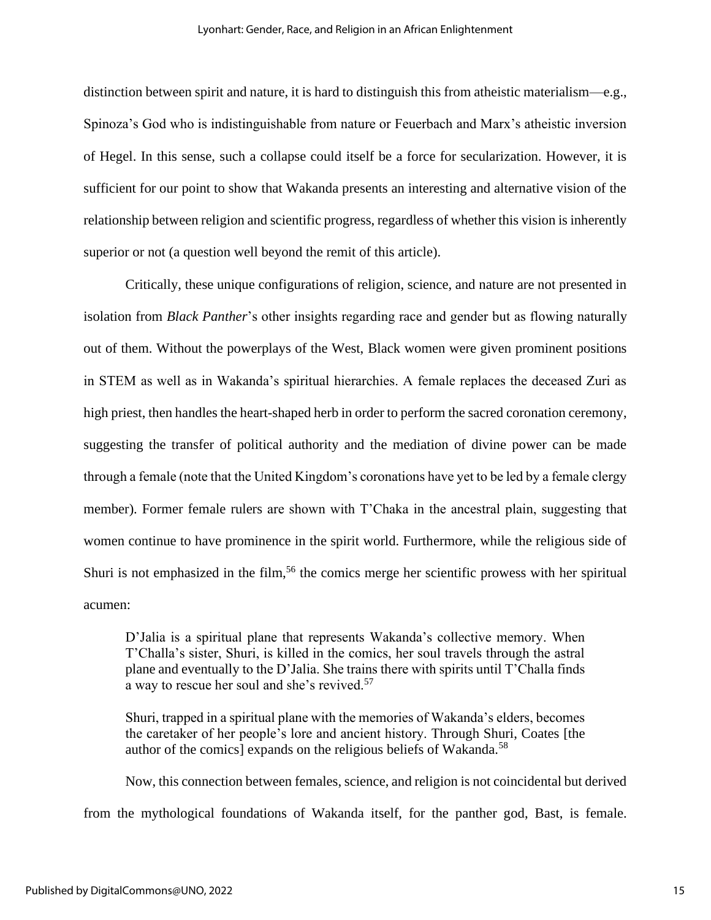distinction between spirit and nature, it is hard to distinguish this from atheistic materialism—e.g., Spinoza's God who is indistinguishable from nature or Feuerbach and Marx's atheistic inversion of Hegel. In this sense, such a collapse could itself be a force for secularization. However, it is sufficient for our point to show that Wakanda presents an interesting and alternative vision of the relationship between religion and scientific progress, regardless of whether this vision is inherently superior or not (a question well beyond the remit of this article).

Critically, these unique configurations of religion, science, and nature are not presented in isolation from *Black Panther*'s other insights regarding race and gender but as flowing naturally out of them. Without the powerplays of the West, Black women were given prominent positions in STEM as well as in Wakanda's spiritual hierarchies. A female replaces the deceased Zuri as high priest, then handles the heart-shaped herb in order to perform the sacred coronation ceremony, suggesting the transfer of political authority and the mediation of divine power can be made through a female (note that the United Kingdom's coronations have yet to be led by a female clergy member). Former female rulers are shown with T'Chaka in the ancestral plain, suggesting that women continue to have prominence in the spirit world. Furthermore, while the religious side of Shuri is not emphasized in the film,[56] the comics merge her scientific prowess with her spiritual acumen:

> D'Jalia is a spiritual plane that represents Wakanda's collective memory. When T'Challa's sister, Shuri, is killed in the comics, her soul travels through the astral plane and eventually to the D'Jalia. She trains there with spirits until T'Challa finds a way to rescue her soul and she's revived.[57]
>
> Shuri, trapped in a spiritual plane with the memories of Wakanda's elders, becomes the caretaker of her people's lore and ancient history. Through Shuri, Coates [the author of the comics] expands on the religious beliefs of Wakanda.[58]

Now, this connection between females, science, and religion is not coincidental but derived from the mythological foundations of Wakanda itself, for the panther god, Bast, is female.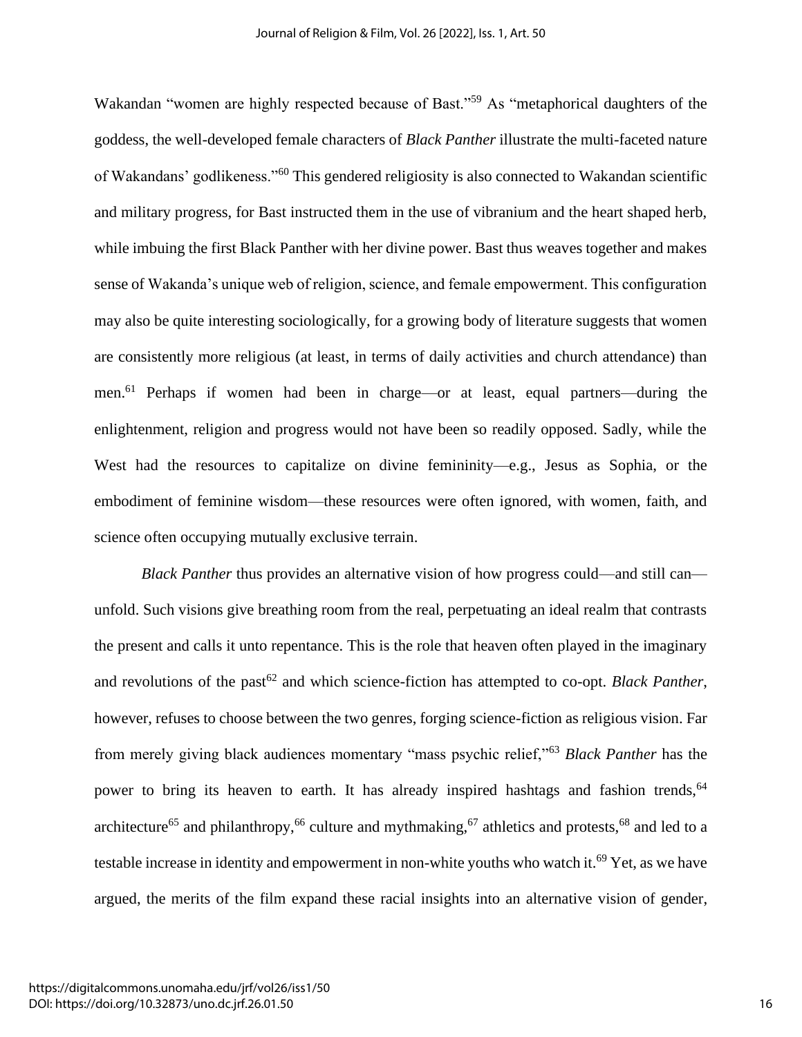Wakandan "women are highly respected because of Bast."[59] As "metaphorical daughters of the goddess, the well-developed female characters of *Black Panther* illustrate the multi-faceted nature of Wakandans' godlikeness."[60] This gendered religiosity is also connected to Wakandan scientific and military progress, for Bast instructed them in the use of vibranium and the heart shaped herb, while imbuing the first Black Panther with her divine power. Bast thus weaves together and makes sense of Wakanda's unique web of religion, science, and female empowerment. This configuration may also be quite interesting sociologically, for a growing body of literature suggests that women are consistently more religious (at least, in terms of daily activities and church attendance) than men.[61] Perhaps if women had been in charge—or at least, equal partners—during the enlightenment, religion and progress would not have been so readily opposed. Sadly, while the West had the resources to capitalize on divine femininity—e.g., Jesus as Sophia, or the embodiment of feminine wisdom—these resources were often ignored, with women, faith, and science often occupying mutually exclusive terrain.

*Black Panther* thus provides an alternative vision of how progress could—and still can—unfold. Such visions give breathing room from the real, perpetuating an ideal realm that contrasts the present and calls it unto repentance. This is the role that heaven often played in the imaginary and revolutions of the past[62] and which science-fiction has attempted to co-opt. *Black Panther*, however, refuses to choose between the two genres, forging science-fiction as religious vision. Far from merely giving black audiences momentary "mass psychic relief,"[63] *Black Panther* has the power to bring its heaven to earth. It has already inspired hashtags and fashion trends,[64] architecture[65] and philanthropy,[66] culture and mythmaking,[67] athletics and protests,[68] and led to a testable increase in identity and empowerment in non-white youths who watch it.[69] Yet, as we have argued, the merits of the film expand these racial insights into an alternative vision of gender,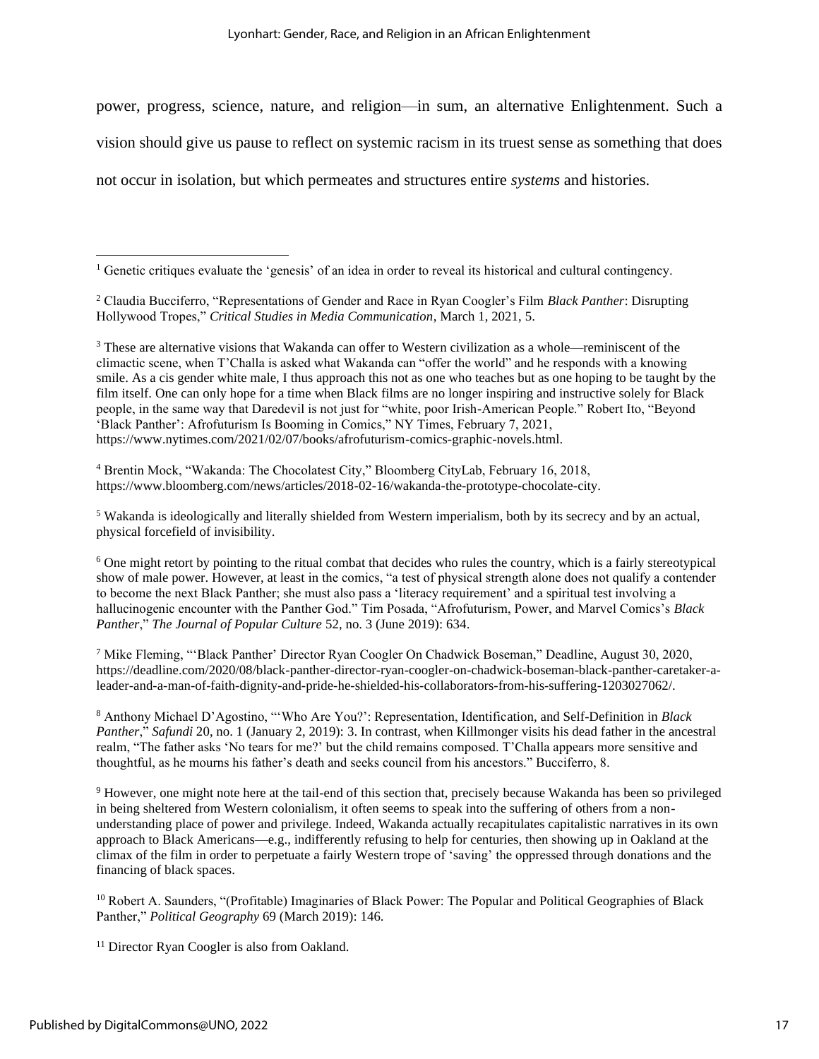power, progress, science, nature, and religion—in sum, an alternative Enlightenment. Such a vision should give us pause to reflect on systemic racism in its truest sense as something that does not occur in isolation, but which permeates and structures entire *systems* and histories.

---

[1] Genetic critiques evaluate the 'genesis' of an idea in order to reveal its historical and cultural contingency.

[2] Claudia Bucciferro, "Representations of Gender and Race in Ryan Coogler's Film *Black Panther*: Disrupting Hollywood Tropes," *Critical Studies in Media Communication*, March 1, 2021, 5.

[3] These are alternative visions that Wakanda can offer to Western civilization as a whole—reminiscent of the climactic scene, when T'Challa is asked what Wakanda can "offer the world" and he responds with a knowing smile. As a cis gender white male, I thus approach this not as one who teaches but as one hoping to be taught by the film itself. One can only hope for a time when Black films are no longer inspiring and instructive solely for Black people, in the same way that Daredevil is not just for "white, poor Irish-American People." Robert Ito, "Beyond 'Black Panther': Afrofuturism Is Booming in Comics," NY Times, February 7, 2021, https://www.nytimes.com/2021/02/07/books/afrofuturism-comics-graphic-novels.html.

[4] Brentin Mock, "Wakanda: The Chocolatest City," Bloomberg CityLab, February 16, 2018, https://www.bloomberg.com/news/articles/2018-02-16/wakanda-the-prototype-chocolate-city.

[5] Wakanda is ideologically and literally shielded from Western imperialism, both by its secrecy and by an actual, physical forcefield of invisibility.

[6] One might retort by pointing to the ritual combat that decides who rules the country, which is a fairly stereotypical show of male power. However, at least in the comics, "a test of physical strength alone does not qualify a contender to become the next Black Panther; she must also pass a 'literacy requirement' and a spiritual test involving a hallucinogenic encounter with the Panther God." Tim Posada, "Afrofuturism, Power, and Marvel Comics's *Black Panther*," *The Journal of Popular Culture* 52, no. 3 (June 2019): 634.

[7] Mike Fleming, "'Black Panther' Director Ryan Coogler On Chadwick Boseman," Deadline, August 30, 2020, https://deadline.com/2020/08/black-panther-director-ryan-coogler-on-chadwick-boseman-black-panther-caretaker-a-leader-and-a-man-of-faith-dignity-and-pride-he-shielded-his-collaborators-from-his-suffering-1203027062/.

[8] Anthony Michael D'Agostino, "'Who Are You?': Representation, Identification, and Self-Definition in *Black Panther*," *Safundi* 20, no. 1 (January 2, 2019): 3. In contrast, when Killmonger visits his dead father in the ancestral realm, "The father asks 'No tears for me?' but the child remains composed. T'Challa appears more sensitive and thoughtful, as he mourns his father's death and seeks council from his ancestors." Bucciferro, 8.

[9] However, one might note here at the tail-end of this section that, precisely because Wakanda has been so privileged in being sheltered from Western colonialism, it often seems to speak into the suffering of others from a non-understanding place of power and privilege. Indeed, Wakanda actually recapitulates capitalistic narratives in its own approach to Black Americans—e.g., indifferently refusing to help for centuries, then showing up in Oakland at the climax of the film in order to perpetuate a fairly Western trope of 'saving' the oppressed through donations and the financing of black spaces.

[10] Robert A. Saunders, "(Profitable) Imaginaries of Black Power: The Popular and Political Geographies of Black Panther," *Political Geography* 69 (March 2019): 146.

[11] Director Ryan Coogler is also from Oakland.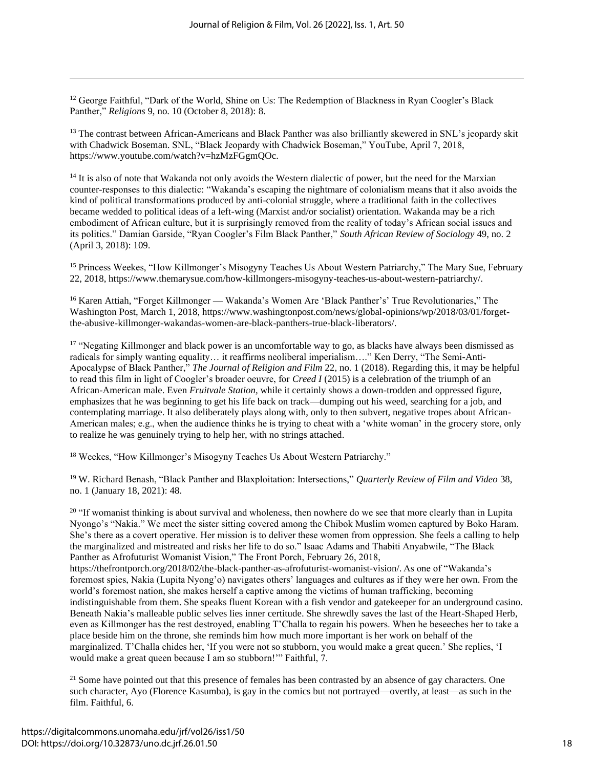[12] George Faithful, "Dark of the World, Shine on Us: The Redemption of Blackness in Ryan Coogler's Black Panther," *Religions* 9, no. 10 (October 8, 2018): 8.

[13] The contrast between African-Americans and Black Panther was also brilliantly skewered in SNL's jeopardy skit with Chadwick Boseman. SNL, "Black Jeopardy with Chadwick Boseman," YouTube, April 7, 2018, https://www.youtube.com/watch?v=hzMzFGgmQOc.

[14] It is also of note that Wakanda not only avoids the Western dialectic of power, but the need for the Marxian counter-responses to this dialectic: "Wakanda's escaping the nightmare of colonialism means that it also avoids the kind of political transformations produced by anti-colonial struggle, where a traditional faith in the collectives became wedded to political ideas of a left-wing (Marxist and/or socialist) orientation. Wakanda may be a rich embodiment of African culture, but it is surprisingly removed from the reality of today's African social issues and its politics." Damian Garside, "Ryan Coogler's Film Black Panther," *South African Review of Sociology* 49, no. 2 (April 3, 2018): 109.

[15] Princess Weekes, "How Killmonger's Misogyny Teaches Us About Western Patriarchy," The Mary Sue, February 22, 2018, https://www.themarysue.com/how-killmongers-misogyny-teaches-us-about-western-patriarchy/.

[16] Karen Attiah, "Forget Killmonger — Wakanda's Women Are 'Black Panther's' True Revolutionaries," The Washington Post, March 1, 2018, https://www.washingtonpost.com/news/global-opinions/wp/2018/03/01/forget-the-abusive-killmonger-wakandas-women-are-black-panthers-true-black-liberators/.

[17] "Negating Killmonger and black power is an uncomfortable way to go, as blacks have always been dismissed as radicals for simply wanting equality… it reaffirms neoliberal imperialism…." Ken Derry, "The Semi-Anti-Apocalypse of Black Panther," *The Journal of Religion and Film* 22, no. 1 (2018). Regarding this, it may be helpful to read this film in light of Coogler's broader oeuvre, for *Creed I* (2015) is a celebration of the triumph of an African-American male. Even *Fruitvale Station,* while it certainly shows a down-trodden and oppressed figure, emphasizes that he was beginning to get his life back on track—dumping out his weed, searching for a job, and contemplating marriage. It also deliberately plays along with, only to then subvert, negative tropes about African-American males; e.g., when the audience thinks he is trying to cheat with a 'white woman' in the grocery store, only to realize he was genuinely trying to help her, with no strings attached.

[18] Weekes, "How Killmonger's Misogyny Teaches Us About Western Patriarchy."

[19] W. Richard Benash, "Black Panther and Blaxploitation: Intersections," *Quarterly Review of Film and Video* 38, no. 1 (January 18, 2021): 48.

[20] "If womanist thinking is about survival and wholeness, then nowhere do we see that more clearly than in Lupita Nyongo's "Nakia." We meet the sister sitting covered among the Chibok Muslim women captured by Boko Haram. She's there as a covert operative. Her mission is to deliver these women from oppression. She feels a calling to help the marginalized and mistreated and risks her life to do so." Isaac Adams and Thabiti Anyabwile, "The Black Panther as Afrofuturist Womanist Vision," The Front Porch, February 26, 2018, https://thefrontporch.org/2018/02/the-black-panther-as-afrofuturist-womanist-vision/. As one of "Wakanda's foremost spies, Nakia (Lupita Nyong'o) navigates others' languages and cultures as if they were her own. From the world's foremost nation, she makes herself a captive among the victims of human trafficking, becoming indistinguishable from them. She speaks fluent Korean with a fish vendor and gatekeeper for an underground casino. Beneath Nakia's malleable public selves lies inner certitude. She shrewdly saves the last of the Heart-Shaped Herb, even as Killmonger has the rest destroyed, enabling T'Challa to regain his powers. When he beseeches her to take a place beside him on the throne, she reminds him how much more important is her work on behalf of the marginalized. T'Challa chides her, 'If you were not so stubborn, you would make a great queen.' She replies, 'I would make a great queen because I am so stubborn!'" Faithful, 7.

[21] Some have pointed out that this presence of females has been contrasted by an absence of gay characters. One such character, Ayo (Florence Kasumba), is gay in the comics but not portrayed—overtly, at least—as such in the film. Faithful, 6.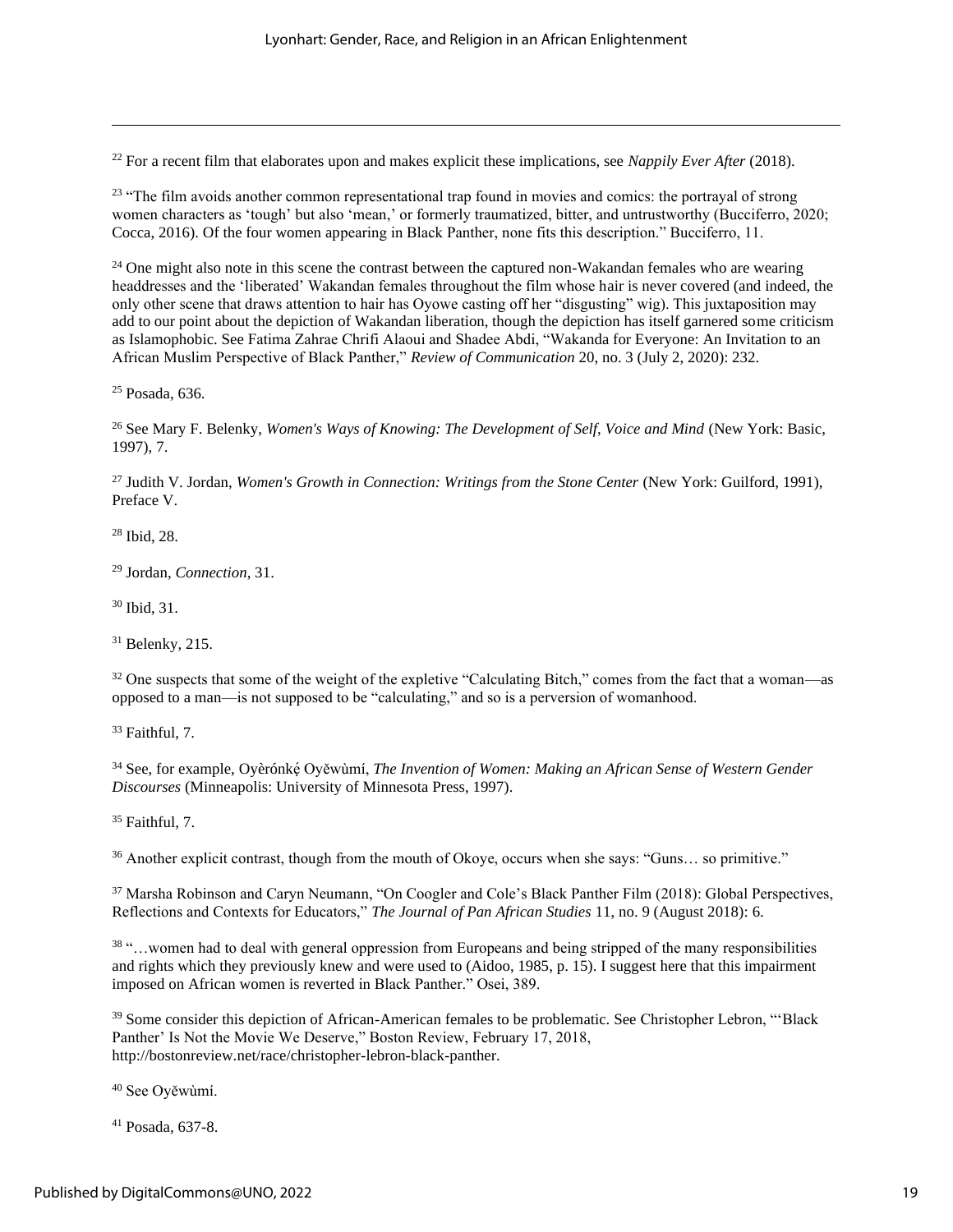[22] For a recent film that elaborates upon and makes explicit these implications, see *Nappily Ever After* (2018).

[23] "The film avoids another common representational trap found in movies and comics: the portrayal of strong women characters as 'tough' but also 'mean,' or formerly traumatized, bitter, and untrustworthy (Bucciferro, 2020; Cocca, 2016). Of the four women appearing in Black Panther, none fits this description." Bucciferro, 11.

[24] One might also note in this scene the contrast between the captured non-Wakandan females who are wearing headdresses and the 'liberated' Wakandan females throughout the film whose hair is never covered (and indeed, the only other scene that draws attention to hair has Oyowe casting off her "disgusting" wig). This juxtaposition may add to our point about the depiction of Wakandan liberation, though the depiction has itself garnered some criticism as Islamophobic. See Fatima Zahrae Chrifi Alaoui and Shadee Abdi, "Wakanda for Everyone: An Invitation to an African Muslim Perspective of Black Panther," *Review of Communication* 20, no. 3 (July 2, 2020): 232.

[25] Posada, 636.

[26] See Mary F. Belenky, *Women's Ways of Knowing: The Development of Self, Voice and Mind* (New York: Basic, 1997), 7.

[27] Judith V. Jordan, *Women's Growth in Connection: Writings from the Stone Center* (New York: Guilford, 1991), Preface V.

[28] Ibid, 28.

[29] Jordan, *Connection*, 31.

[30] Ibid, 31.

[31] Belenky, 215.

[32] One suspects that some of the weight of the expletive "Calculating Bitch," comes from the fact that a woman—as opposed to a man—is not supposed to be "calculating," and so is a perversion of womanhood.

[33] Faithful, 7.

[34] See, for example, Oyèrónkẹ́ Oyěwùmí, *The Invention of Women: Making an African Sense of Western Gender Discourses* (Minneapolis: University of Minnesota Press, 1997).

[35] Faithful, 7.

[36] Another explicit contrast, though from the mouth of Okoye, occurs when she says: "Guns… so primitive."

[37] Marsha Robinson and Caryn Neumann, "On Coogler and Cole's Black Panther Film (2018): Global Perspectives, Reflections and Contexts for Educators," *The Journal of Pan African Studies* 11, no. 9 (August 2018): 6.

[38] "…women had to deal with general oppression from Europeans and being stripped of the many responsibilities and rights which they previously knew and were used to (Aidoo, 1985, p. 15). I suggest here that this impairment imposed on African women is reverted in Black Panther." Osei, 389.

[39] Some consider this depiction of African-American females to be problematic. See Christopher Lebron, "'Black Panther' Is Not the Movie We Deserve," Boston Review, February 17, 2018, http://bostonreview.net/race/christopher-lebron-black-panther.

[40] See Oyěwùmí.

[41] Posada, 637-8.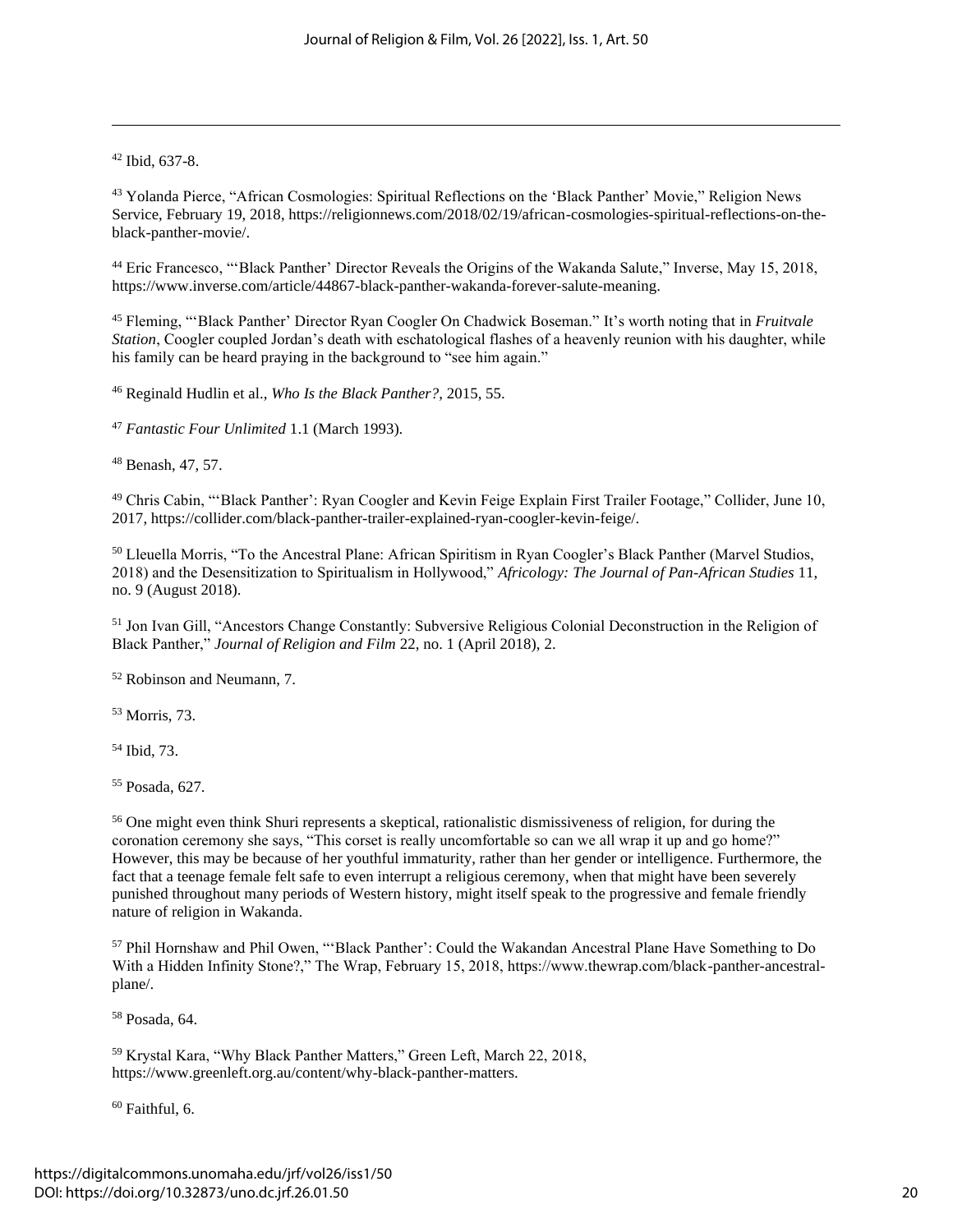[42] Ibid, 637-8.

[43] Yolanda Pierce, "African Cosmologies: Spiritual Reflections on the 'Black Panther' Movie," Religion News Service, February 19, 2018, https://religionnews.com/2018/02/19/african-cosmologies-spiritual-reflections-on-the-black-panther-movie/.

[44] Eric Francesco, "'Black Panther' Director Reveals the Origins of the Wakanda Salute," Inverse, May 15, 2018, https://www.inverse.com/article/44867-black-panther-wakanda-forever-salute-meaning.

[45] Fleming, "'Black Panther' Director Ryan Coogler On Chadwick Boseman." It's worth noting that in *Fruitvale Station*, Coogler coupled Jordan's death with eschatological flashes of a heavenly reunion with his daughter, while his family can be heard praying in the background to "see him again."

[46] Reginald Hudlin et al., *Who Is the Black Panther?*, 2015, 55.

[47] *Fantastic Four Unlimited* 1.1 (March 1993).

[48] Benash, 47, 57.

[49] Chris Cabin, "'Black Panther': Ryan Coogler and Kevin Feige Explain First Trailer Footage," Collider, June 10, 2017, https://collider.com/black-panther-trailer-explained-ryan-coogler-kevin-feige/.

[50] Lleuella Morris, "To the Ancestral Plane: African Spiritism in Ryan Coogler's Black Panther (Marvel Studios, 2018) and the Desensitization to Spiritualism in Hollywood," *Africology: The Journal of Pan-African Studies* 11, no. 9 (August 2018).

[51] Jon Ivan Gill, "Ancestors Change Constantly: Subversive Religious Colonial Deconstruction in the Religion of Black Panther," *Journal of Religion and Film* 22, no. 1 (April 2018), 2.

[52] Robinson and Neumann, 7.

[53] Morris, 73.

[54] Ibid, 73.

[55] Posada, 627.

[56] One might even think Shuri represents a skeptical, rationalistic dismissiveness of religion, for during the coronation ceremony she says, "This corset is really uncomfortable so can we all wrap it up and go home?" However, this may be because of her youthful immaturity, rather than her gender or intelligence. Furthermore, the fact that a teenage female felt safe to even interrupt a religious ceremony, when that might have been severely punished throughout many periods of Western history, might itself speak to the progressive and female friendly nature of religion in Wakanda.

[57] Phil Hornshaw and Phil Owen, "'Black Panther': Could the Wakandan Ancestral Plane Have Something to Do With a Hidden Infinity Stone?," The Wrap, February 15, 2018, https://www.thewrap.com/black-panther-ancestral-plane/.

[58] Posada, 64.

[59] Krystal Kara, "Why Black Panther Matters," Green Left, March 22, 2018, https://www.greenleft.org.au/content/why-black-panther-matters.

[60] Faithful, 6.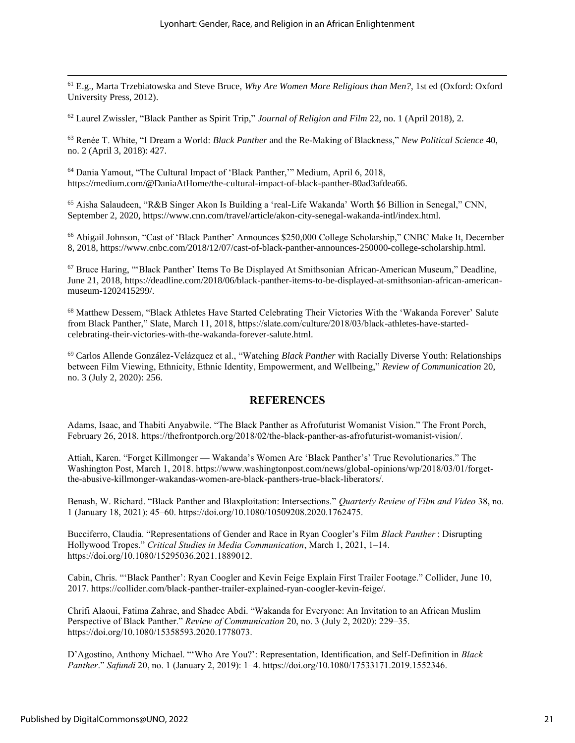[61] E.g., Marta Trzebiatowska and Steve Bruce, *Why Are Women More Religious than Men?*, 1st ed (Oxford: Oxford University Press, 2012).

[62] Laurel Zwissler, "Black Panther as Spirit Trip," *Journal of Religion and Film* 22, no. 1 (April 2018), 2.

[63] Renée T. White, "I Dream a World: *Black Panther* and the Re-Making of Blackness," *New Political Science* 40, no. 2 (April 3, 2018): 427.

[64] Dania Yamout, "The Cultural Impact of 'Black Panther,'" Medium, April 6, 2018, https://medium.com/@DaniaAtHome/the-cultural-impact-of-black-panther-80ad3afdea66.

[65] Aisha Salaudeen, "R&B Singer Akon Is Building a 'real-Life Wakanda' Worth $6 Billion in Senegal," CNN, September 2, 2020, https://www.cnn.com/travel/article/akon-city-senegal-wakanda-intl/index.html.

[66] Abigail Johnson, "Cast of 'Black Panther' Announces $250,000 College Scholarship," CNBC Make It, December 8, 2018, https://www.cnbc.com/2018/12/07/cast-of-black-panther-announces-250000-college-scholarship.html.

[67] Bruce Haring, "'Black Panther' Items To Be Displayed At Smithsonian African-American Museum," Deadline, June 21, 2018, https://deadline.com/2018/06/black-panther-items-to-be-displayed-at-smithsonian-african-american-museum-1202415299/.

[68] Matthew Dessem, "Black Athletes Have Started Celebrating Their Victories With the 'Wakanda Forever' Salute from Black Panther," Slate, March 11, 2018, https://slate.com/culture/2018/03/black-athletes-have-started-celebrating-their-victories-with-the-wakanda-forever-salute.html.

[69] Carlos Allende González-Velázquez et al., "Watching *Black Panther* with Racially Diverse Youth: Relationships between Film Viewing, Ethnicity, Ethnic Identity, Empowerment, and Wellbeing," *Review of Communication* 20, no. 3 (July 2, 2020): 256.

## REFERENCES

Adams, Isaac, and Thabiti Anyabwile. "The Black Panther as Afrofuturist Womanist Vision." The Front Porch, February 26, 2018. https://thefrontporch.org/2018/02/the-black-panther-as-afrofuturist-womanist-vision/.

Attiah, Karen. "Forget Killmonger — Wakanda's Women Are 'Black Panther's' True Revolutionaries." The Washington Post, March 1, 2018. https://www.washingtonpost.com/news/global-opinions/wp/2018/03/01/forget-the-abusive-killmonger-wakandas-women-are-black-panthers-true-black-liberators/.

Benash, W. Richard. "Black Panther and Blaxploitation: Intersections." *Quarterly Review of Film and Video* 38, no. 1 (January 18, 2021): 45–60. https://doi.org/10.1080/10509208.2020.1762475.

Bucciferro, Claudia. "Representations of Gender and Race in Ryan Coogler's Film *Black Panther* : Disrupting Hollywood Tropes." *Critical Studies in Media Communication*, March 1, 2021, 1–14. https://doi.org/10.1080/15295036.2021.1889012.

Cabin, Chris. "'Black Panther': Ryan Coogler and Kevin Feige Explain First Trailer Footage." Collider, June 10, 2017. https://collider.com/black-panther-trailer-explained-ryan-coogler-kevin-feige/.

Chrifi Alaoui, Fatima Zahrae, and Shadee Abdi. "Wakanda for Everyone: An Invitation to an African Muslim Perspective of Black Panther." *Review of Communication* 20, no. 3 (July 2, 2020): 229–35. https://doi.org/10.1080/15358593.2020.1778073.

D'Agostino, Anthony Michael. "'Who Are You?': Representation, Identification, and Self-Definition in *Black Panther*." *Safundi* 20, no. 1 (January 2, 2019): 1–4. https://doi.org/10.1080/17533171.2019.1552346.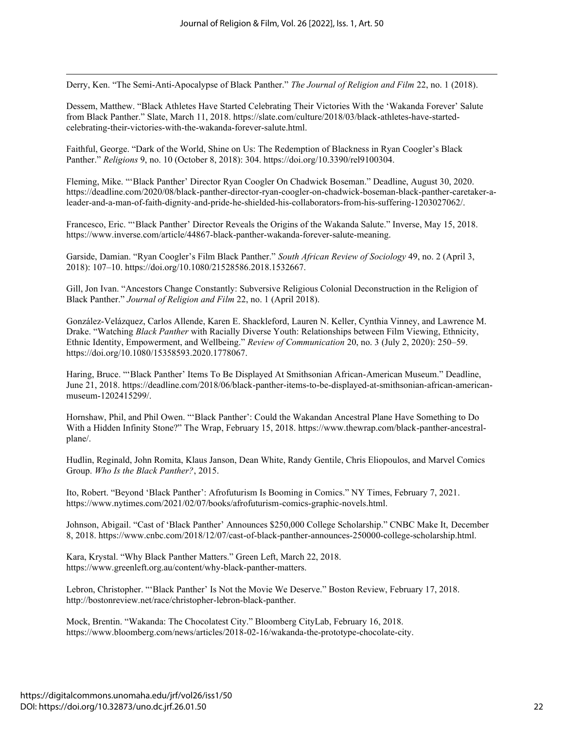Derry, Ken. "The Semi-Anti-Apocalypse of Black Panther." *The Journal of Religion and Film* 22, no. 1 (2018).

Dessem, Matthew. "Black Athletes Have Started Celebrating Their Victories With the 'Wakanda Forever' Salute from Black Panther." Slate, March 11, 2018. https://slate.com/culture/2018/03/black-athletes-have-started-celebrating-their-victories-with-the-wakanda-forever-salute.html.

Faithful, George. "Dark of the World, Shine on Us: The Redemption of Blackness in Ryan Coogler's Black Panther." *Religions* 9, no. 10 (October 8, 2018): 304. https://doi.org/10.3390/rel9100304.

Fleming, Mike. "'Black Panther' Director Ryan Coogler On Chadwick Boseman." Deadline, August 30, 2020. https://deadline.com/2020/08/black-panther-director-ryan-coogler-on-chadwick-boseman-black-panther-caretaker-a-leader-and-a-man-of-faith-dignity-and-pride-he-shielded-his-collaborators-from-his-suffering-1203027062/.

Francesco, Eric. "'Black Panther' Director Reveals the Origins of the Wakanda Salute." Inverse, May 15, 2018. https://www.inverse.com/article/44867-black-panther-wakanda-forever-salute-meaning.

Garside, Damian. "Ryan Coogler's Film Black Panther." *South African Review of Sociology* 49, no. 2 (April 3, 2018): 107–10. https://doi.org/10.1080/21528586.2018.1532667.

Gill, Jon Ivan. "Ancestors Change Constantly: Subversive Religious Colonial Deconstruction in the Religion of Black Panther." *Journal of Religion and Film* 22, no. 1 (April 2018).

González-Velázquez, Carlos Allende, Karen E. Shackleford, Lauren N. Keller, Cynthia Vinney, and Lawrence M. Drake. "Watching *Black Panther* with Racially Diverse Youth: Relationships between Film Viewing, Ethnicity, Ethnic Identity, Empowerment, and Wellbeing." *Review of Communication* 20, no. 3 (July 2, 2020): 250–59. https://doi.org/10.1080/15358593.2020.1778067.

Haring, Bruce. "'Black Panther' Items To Be Displayed At Smithsonian African-American Museum." Deadline, June 21, 2018. https://deadline.com/2018/06/black-panther-items-to-be-displayed-at-smithsonian-african-american-museum-1202415299/.

Hornshaw, Phil, and Phil Owen. "'Black Panther': Could the Wakandan Ancestral Plane Have Something to Do With a Hidden Infinity Stone?" The Wrap, February 15, 2018. https://www.thewrap.com/black-panther-ancestral-plane/.

Hudlin, Reginald, John Romita, Klaus Janson, Dean White, Randy Gentile, Chris Eliopoulos, and Marvel Comics Group. *Who Is the Black Panther?*, 2015.

Ito, Robert. "Beyond 'Black Panther': Afrofuturism Is Booming in Comics." NY Times, February 7, 2021. https://www.nytimes.com/2021/02/07/books/afrofuturism-comics-graphic-novels.html.

Johnson, Abigail. "Cast of 'Black Panther' Announces $250,000 College Scholarship." CNBC Make It, December 8, 2018. https://www.cnbc.com/2018/12/07/cast-of-black-panther-announces-250000-college-scholarship.html.

Kara, Krystal. "Why Black Panther Matters." Green Left, March 22, 2018. https://www.greenleft.org.au/content/why-black-panther-matters.

Lebron, Christopher. "'Black Panther' Is Not the Movie We Deserve." Boston Review, February 17, 2018. http://bostonreview.net/race/christopher-lebron-black-panther.

Mock, Brentin. "Wakanda: The Chocolatest City." Bloomberg CityLab, February 16, 2018. https://www.bloomberg.com/news/articles/2018-02-16/wakanda-the-prototype-chocolate-city.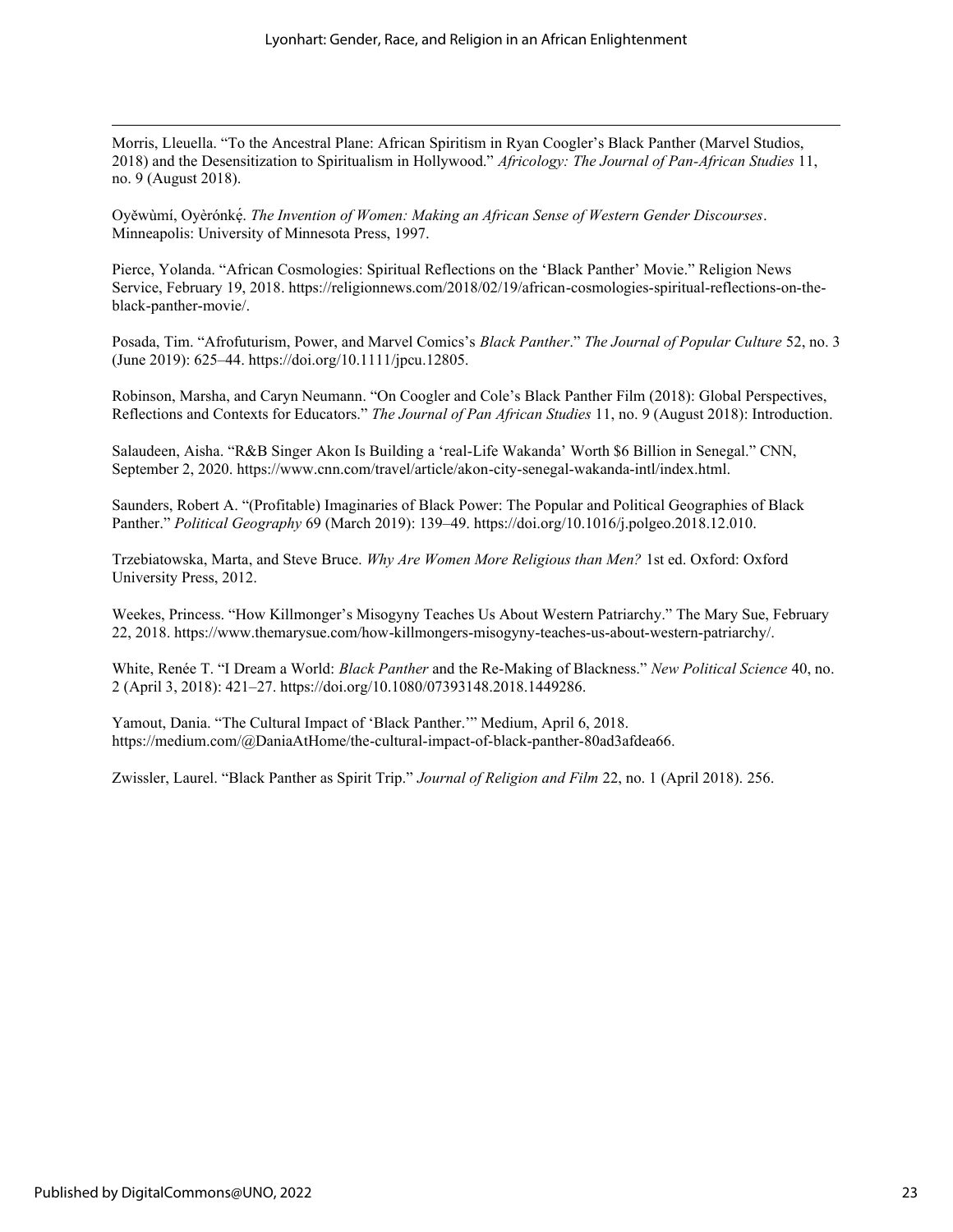Morris, Lleuella. "To the Ancestral Plane: African Spiritism in Ryan Coogler's Black Panther (Marvel Studios, 2018) and the Desensitization to Spiritualism in Hollywood." *Africology: The Journal of Pan-African Studies* 11, no. 9 (August 2018).

Oyěwùmí, Oyèrónkẹ́. *The Invention of Women: Making an African Sense of Western Gender Discourses*. Minneapolis: University of Minnesota Press, 1997.

Pierce, Yolanda. "African Cosmologies: Spiritual Reflections on the 'Black Panther' Movie." Religion News Service, February 19, 2018. https://religionnews.com/2018/02/19/african-cosmologies-spiritual-reflections-on-the-black-panther-movie/.

Posada, Tim. "Afrofuturism, Power, and Marvel Comics's *Black Panther*." *The Journal of Popular Culture* 52, no. 3 (June 2019): 625–44. https://doi.org/10.1111/jpcu.12805.

Robinson, Marsha, and Caryn Neumann. "On Coogler and Cole's Black Panther Film (2018): Global Perspectives, Reflections and Contexts for Educators." *The Journal of Pan African Studies* 11, no. 9 (August 2018): Introduction.

Salaudeen, Aisha. "R&B Singer Akon Is Building a 'real-Life Wakanda' Worth $6 Billion in Senegal." CNN, September 2, 2020. https://www.cnn.com/travel/article/akon-city-senegal-wakanda-intl/index.html.

Saunders, Robert A. "(Profitable) Imaginaries of Black Power: The Popular and Political Geographies of Black Panther." *Political Geography* 69 (March 2019): 139–49. https://doi.org/10.1016/j.polgeo.2018.12.010.

Trzebiatowska, Marta, and Steve Bruce. *Why Are Women More Religious than Men?* 1st ed. Oxford: Oxford University Press, 2012.

Weekes, Princess. "How Killmonger's Misogyny Teaches Us About Western Patriarchy." The Mary Sue, February 22, 2018. https://www.themarysue.com/how-killmongers-misogyny-teaches-us-about-western-patriarchy/.

White, Renée T. "I Dream a World: *Black Panther* and the Re-Making of Blackness." *New Political Science* 40, no. 2 (April 3, 2018): 421–27. https://doi.org/10.1080/07393148.2018.1449286.

Yamout, Dania. "The Cultural Impact of 'Black Panther.'" Medium, April 6, 2018. https://medium.com/@DaniaAtHome/the-cultural-impact-of-black-panther-80ad3afdea66.

Zwissler, Laurel. "Black Panther as Spirit Trip." *Journal of Religion and Film* 22, no. 1 (April 2018). 256.